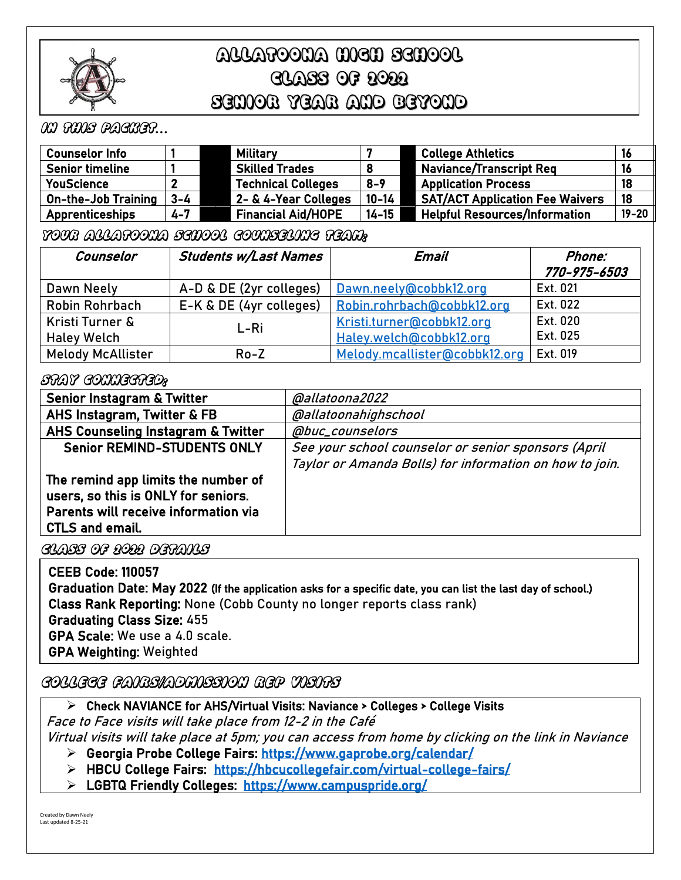# Allatoona High School
# Class of 2022
# Senior Year and Beyond

## In This Packet...

| Counselor Info | 1 | Military | 7 | College Athletics | 16 |
|---|---|---|---|---|---|
| Senior timeline | 1 | Skilled Trades | 8 | Naviance/Transcript Req | 16 |
| YouScience | 2 | Technical Colleges | 8-9 | Application Process | 18 |
| On-the-Job Training | 3-4 | 2- & 4-Year Colleges | 10-14 | SAT/ACT Application Fee Waivers | 18 |
| Apprenticeships | 4-7 | Financial Aid/HOPE | 14-15 | Helpful Resources/Information | 19-20 |

## Your Allatoona School Counseling Team:

| *Counselor* | *Students w/Last Names* | *Email* | *Phone: 770-975-6503* |
|---|---|---|---|
| Dawn Neely | A-D & DE (2yr colleges) | Dawn.neely@cobbk12.org | Ext. 021 |
| Robin Rohrbach | E-K & DE (4yr colleges) | Robin.rohrbach@cobbk12.org | Ext. 022 |
| Kristi Turner & Haley Welch | L-Ri | Kristi.turner@cobbk12.org Haley.welch@cobbk12.org | Ext. 020 Ext. 025 |
| Melody McAllister | Ro-Z | Melody.mcallister@cobbk12.org | Ext. 019 |

## Stay Connected:

| Senior Instagram & Twitter | *@allatoona2022* |
|---|---|
| AHS Instagram, Twitter & FB | *@allatoonahighschool* |
| AHS Counseling Instagram & Twitter | *@buc_counselors* |
| **Senior REMIND-STUDENTS ONLY** The remind app limits the number of users, so this is ONLY for seniors. Parents will receive information via CTLS and email. | *See your school counselor or senior sponsors (April Taylor or Amanda Bolls) for information on how to join.* |

## Class of 2022 Details

**CEEB Code: 110057**
**Graduation Date: May 2022** **(If the application asks for a specific date, you can list the last day of school.)**
**Class Rank Reporting:** None (Cobb County no longer reports class rank)
**Graduating Class Size:** 455
**GPA Scale:** We use a 4.0 scale.
**GPA Weighting:** Weighted

## College Fairs/Admission Rep Visits

- **Check NAVIANCE for AHS/Virtual Visits: Naviance > Colleges > College Visits**

*Face to Face visits will take place from 12-2 in the Café*
*Virtual visits will take place at 5pm; you can access from home by clicking on the link in Naviance*

- **Georgia Probe College Fairs:** https://www.gaprobe.org/calendar/
- **HBCU College Fairs:** https://hbcucollegefair.com/virtual-college-fairs/
- **LGBTQ Friendly Colleges:** https://www.campuspride.org/

Created by Dawn Neely
Last updated 8-25-21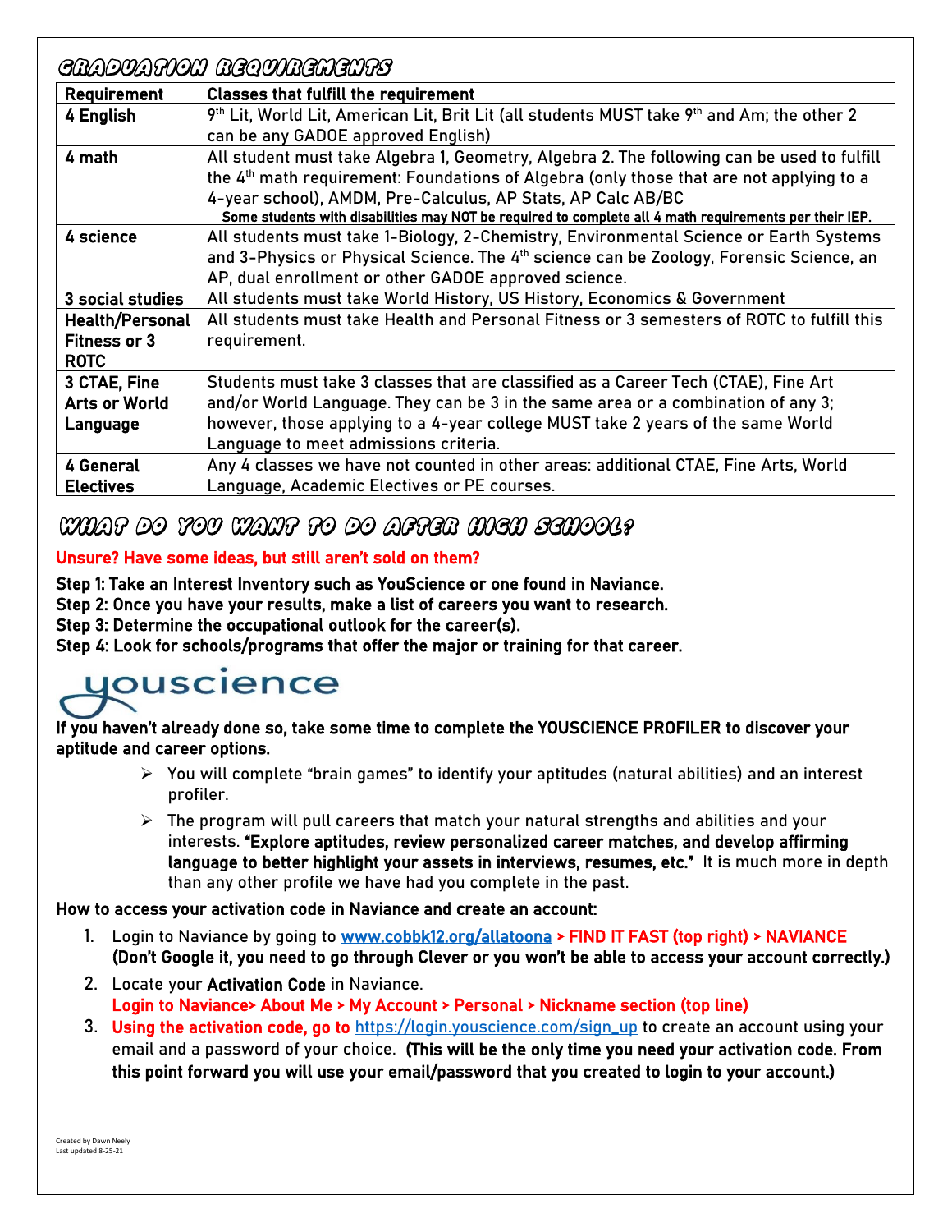## Graduation Requirements

| Requirement | Classes that fulfill the requirement |
|---|---|
| 4 English | 9th Lit, World Lit, American Lit, Brit Lit (all students MUST take 9th and Am; the other 2 can be any GADOE approved English) |
| 4 math | All student must take Algebra 1, Geometry, Algebra 2. The following can be used to fulfill the 4th math requirement: Foundations of Algebra (only those that are not applying to a 4-year school), AMDM, Pre-Calculus, AP Stats, AP Calc AB/BC **Some students with disabilities may NOT be required to complete all 4 math requirements per their IEP.** |
| 4 science | All students must take 1-Biology, 2-Chemistry, Environmental Science or Earth Systems and 3-Physics or Physical Science. The 4th science can be Zoology, Forensic Science, an AP, dual enrollment or other GADOE approved science. |
| 3 social studies | All students must take World History, US History, Economics & Government |
| Health/Personal Fitness or 3 ROTC | All students must take Health and Personal Fitness or 3 semesters of ROTC to fulfill this requirement. |
| 3 CTAE, Fine Arts or World Language | Students must take 3 classes that are classified as a Career Tech (CTAE), Fine Art and/or World Language. They can be 3 in the same area or a combination of any 3; however, those applying to a 4-year college MUST take 2 years of the same World Language to meet admissions criteria. |
| 4 General Electives | Any 4 classes we have not counted in other areas: additional CTAE, Fine Arts, World Language, Academic Electives or PE courses. |

## What do you want to do after high school?

**Unsure? Have some ideas, but still aren't sold on them?**

**Step 1: Take an Interest Inventory such as YouScience or one found in Naviance.**
**Step 2: Once you have your results, make a list of careers you want to research.**
**Step 3: Determine the occupational outlook for the career(s).**
**Step 4: Look for schools/programs that offer the major or training for that career.**

youscience

**If you haven't already done so, take some time to complete the YOUSCIENCE PROFILER to discover your aptitude and career options.**

- You will complete "brain games" to identify your aptitudes (natural abilities) and an interest profiler.
- The program will pull careers that match your natural strengths and abilities and your interests. **"Explore aptitudes, review personalized career matches, and develop affirming language to better highlight your assets in interviews, resumes, etc."** It is much more in depth than any other profile we have had you complete in the past.

**How to access your activation code in Naviance and create an account:**

1. Login to Naviance by going to www.cobbk12.org/allatoona > FIND IT FAST (top right) > NAVIANCE **(Don't Google it, you need to go through Clever or you won't be able to access your account correctly.)**
2. Locate your **Activation Code** in Naviance.
   **Login to Naviance> About Me > My Account > Personal > Nickname section (top line)**
3. **Using the activation code, go to** https://login.youscience.com/sign_up to create an account using your email and a password of your choice. **(This will be the only time you need your activation code. From this point forward you will use your email/password that you created to login to your account.)**

Created by Dawn Neely
Last updated 8-25-21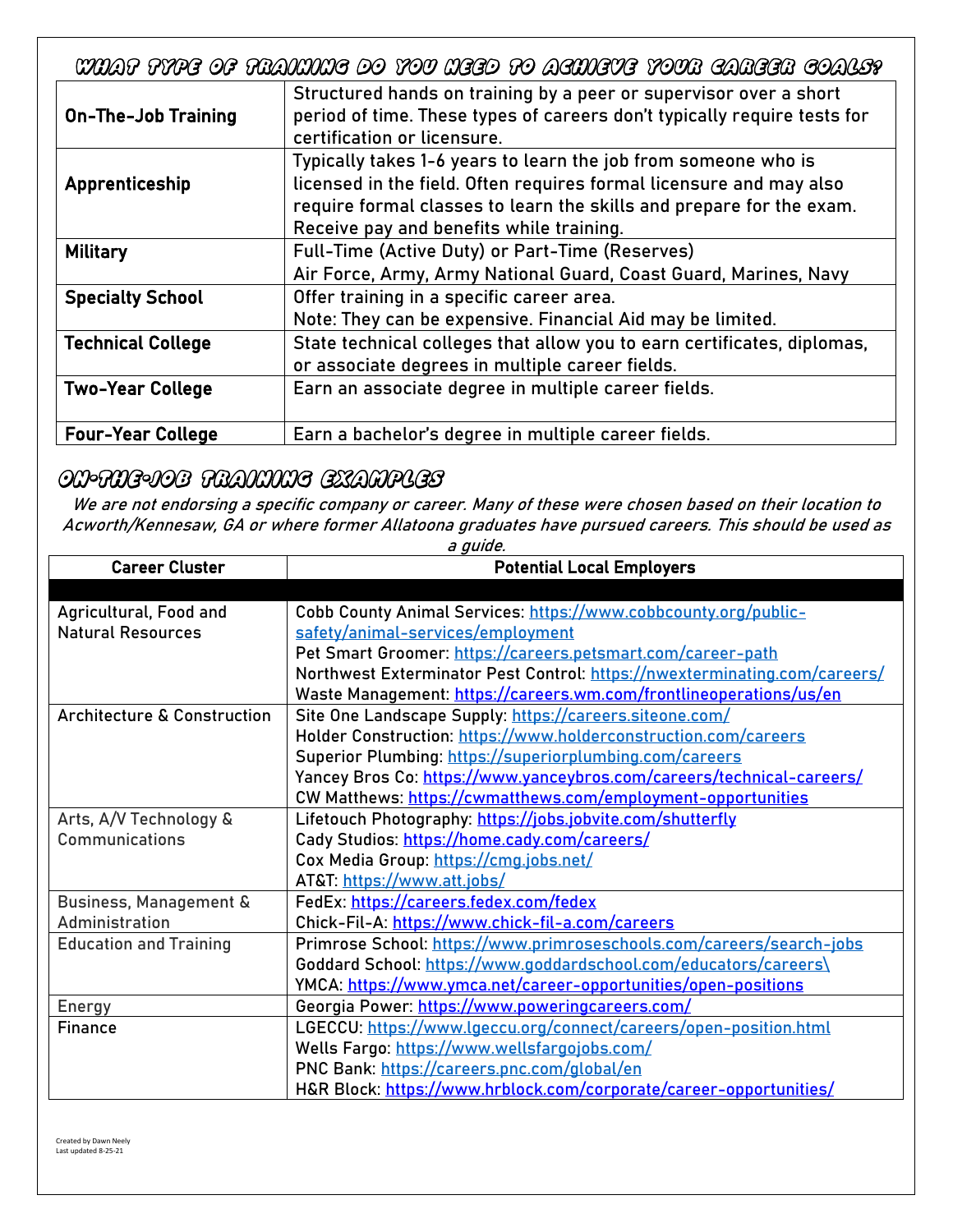## What Type of Training Do You Need to Achieve Your Career Goals?

| | |
|---|---|
| **On-The-Job Training** | Structured hands on training by a peer or supervisor over a short period of time. These types of careers don't typically require tests for certification or licensure. |
| **Apprenticeship** | Typically takes 1-6 years to learn the job from someone who is licensed in the field. Often requires formal licensure and may also require formal classes to learn the skills and prepare for the exam. Receive pay and benefits while training. |
| **Military** | Full-Time (Active Duty) or Part-Time (Reserves)<br>Air Force, Army, Army National Guard, Coast Guard, Marines, Navy |
| **Specialty School** | Offer training in a specific career area.<br>Note: They can be expensive. Financial Aid may be limited. |
| **Technical College** | State technical colleges that allow you to earn certificates, diplomas, or associate degrees in multiple career fields. |
| **Two-Year College** | Earn an associate degree in multiple career fields. |
| **Four-Year College** | Earn a bachelor's degree in multiple career fields. |

## On-the-Job Training Examples

*We are not endorsing a specific company or career. Many of these were chosen based on their location to Acworth/Kennesaw, GA or where former Allatoona graduates have pursued careers. This should be used as a guide.*

| Career Cluster | Potential Local Employers |
|---|---|
| | |
| Agricultural, Food and Natural Resources | Cobb County Animal Services: https://www.cobbcounty.org/public-safety/animal-services/employment<br>Pet Smart Groomer: https://careers.petsmart.com/career-path<br>Northwest Exterminator Pest Control: https://nwexterminating.com/careers/<br>Waste Management: https://careers.wm.com/frontlineoperations/us/en |
| Architecture & Construction | Site One Landscape Supply: https://careers.siteone.com/<br>Holder Construction: https://www.holderconstruction.com/careers<br>Superior Plumbing: https://superiorplumbing.com/careers<br>Yancey Bros Co: https://www.yanceybros.com/careers/technical-careers/<br>CW Matthews: https://cwmatthews.com/employment-opportunities |
| Arts, A/V Technology & Communications | Lifetouch Photography: https://jobs.jobvite.com/shutterfly<br>Cady Studios: https://home.cady.com/careers/<br>Cox Media Group: https://cmg.jobs.net/<br>AT&T: https://www.att.jobs/ |
| Business, Management & Administration | FedEx: https://careers.fedex.com/fedex<br>Chick-Fil-A: https://www.chick-fil-a.com/careers |
| Education and Training | Primrose School: https://www.primroseschools.com/careers/search-jobs<br>Goddard School: https://www.goddardschool.com/educators/careers\<br>YMCA: https://www.ymca.net/career-opportunities/open-positions |
| Energy | Georgia Power: https://www.poweringcareers.com/ |
| Finance | LGECCU: https://www.lgeccu.org/connect/careers/open-position.html<br>Wells Fargo: https://www.wellsfargojobs.com/<br>PNC Bank: https://careers.pnc.com/global/en<br>H&R Block: https://www.hrblock.com/corporate/career-opportunities/ |

Created by Dawn Neely
Last updated 8-25-21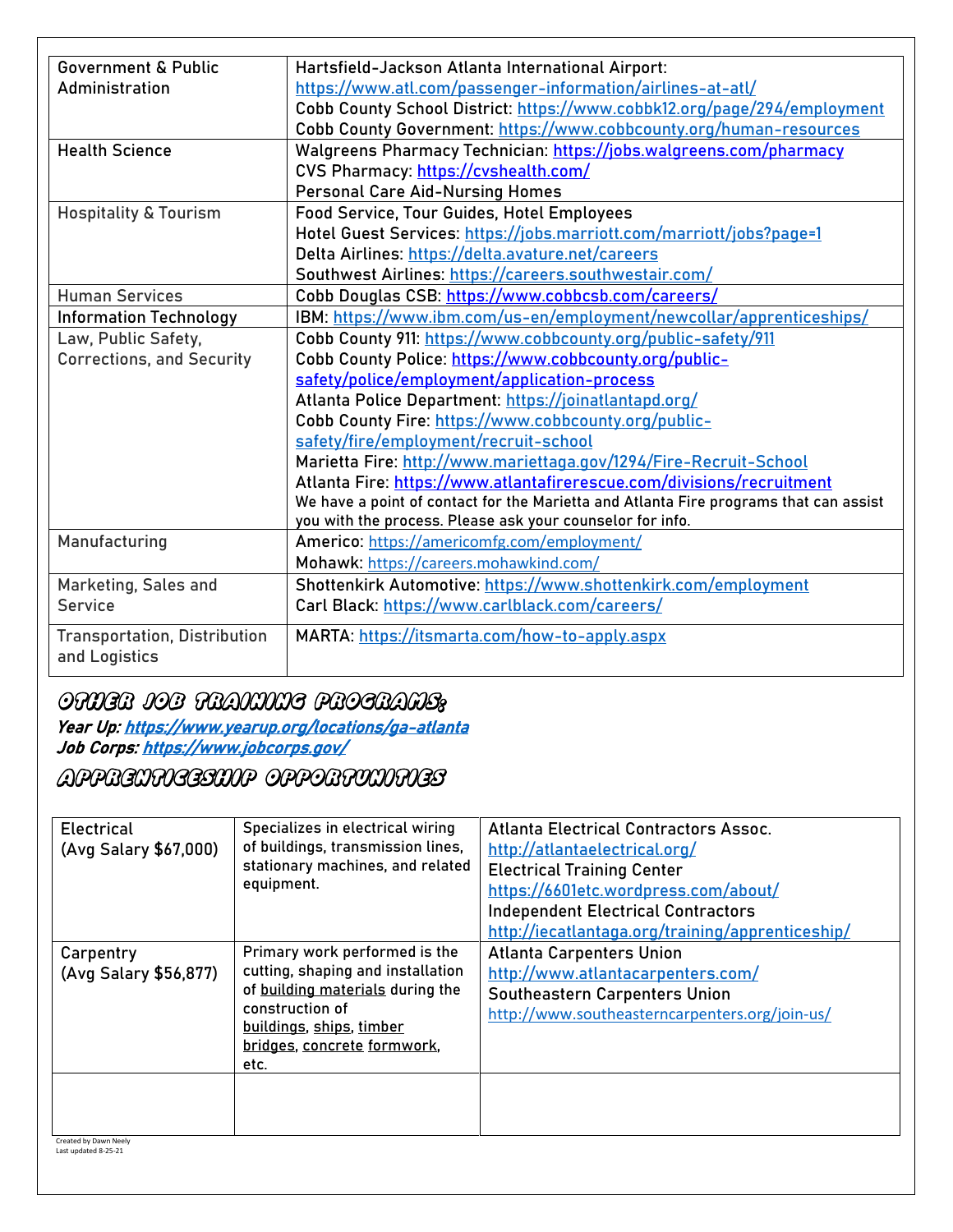| Government & Public Administration | Hartsfield-Jackson Atlanta International Airport: https://www.atl.com/passenger-information/airlines-at-atl/<br>Cobb County School District: https://www.cobbk12.org/page/294/employment<br>Cobb County Government: https://www.cobbcounty.org/human-resources |
|---|---|
| Health Science | Walgreens Pharmacy Technician: https://jobs.walgreens.com/pharmacy<br>CVS Pharmacy: https://cvshealth.com/<br>Personal Care Aid-Nursing Homes |
| Hospitality & Tourism | Food Service, Tour Guides, Hotel Employees<br>Hotel Guest Services: https://jobs.marriott.com/marriott/jobs?page=1<br>Delta Airlines: https://delta.avature.net/careers<br>Southwest Airlines: https://careers.southwestair.com/ |
| Human Services | Cobb Douglas CSB: https://www.cobbcsb.com/careers/ |
| Information Technology | IBM: https://www.ibm.com/us-en/employment/newcollar/apprenticeships/ |
| Law, Public Safety, Corrections, and Security | Cobb County 911: https://www.cobbcounty.org/public-safety/911<br>Cobb County Police: https://www.cobbcounty.org/public-safety/police/employment/application-process<br>Atlanta Police Department: https://joinatlantapd.org/<br>Cobb County Fire: https://www.cobbcounty.org/public-safety/fire/employment/recruit-school<br>Marietta Fire: http://www.mariettaga.gov/1294/Fire-Recruit-School<br>Atlanta Fire: https://www.atlantafirerescue.com/divisions/recruitment<br>We have a point of contact for the Marietta and Atlanta Fire programs that can assist you with the process. Please ask your counselor for info. |
| Manufacturing | Americo: https://americomfg.com/employment/<br>Mohawk: https://careers.mohawkind.com/ |
| Marketing, Sales and Service | Shottenkirk Automotive: https://www.shottenkirk.com/employment<br>Carl Black: https://www.carlblack.com/careers/ |
| Transportation, Distribution and Logistics | MARTA: https://itsmarta.com/how-to-apply.aspx |

## Other Job Training Programs:

***Year Up:*** ***https://www.yearup.org/locations/ga-atlanta***
***Job Corps:*** ***https://www.jobcorps.gov/***

## Apprenticeship Opportunities

| Electrical (Avg Salary $67,000) | Specializes in electrical wiring of buildings, transmission lines, stationary machines, and related equipment. | Atlanta Electrical Contractors Assoc.<br>http://atlantaelectrical.org/<br>Electrical Training Center<br>https://6601etc.wordpress.com/about/<br>Independent Electrical Contractors<br>http://iecatlantaga.org/training/apprenticeship/ |
|---|---|---|
| Carpentry (Avg Salary $56,877) | Primary work performed is the cutting, shaping and installation of building materials during the construction of buildings, ships, timber bridges, concrete formwork, etc. | Atlanta Carpenters Union<br>http://www.atlantacarpenters.com/<br>Southeastern Carpenters Union<br>http://www.southeasterncarpenters.org/join-us/ |
| | | |

Created by Dawn Neely
Last updated 8-25-21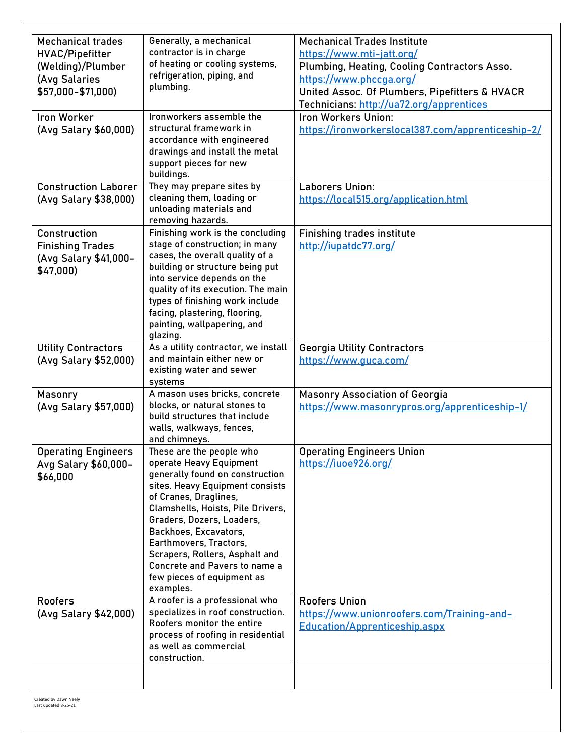| Mechanical trades HVAC/Pipefitter (Welding)/Plumber (Avg Salaries $57,000-$71,000) | Generally, a mechanical contractor is in charge of heating or cooling systems, refrigeration, piping, and plumbing. | Mechanical Trades Institute https://www.mti-jatt.org/ Plumbing, Heating, Cooling Contractors Asso. https://www.phccga.org/ United Assoc. Of Plumbers, Pipefitters & HVACR Technicians: http://ua72.org/apprentices |
|---|---|---|
| Iron Worker (Avg Salary $60,000) | Ironworkers assemble the structural framework in accordance with engineered drawings and install the metal support pieces for new buildings. | Iron Workers Union: https://ironworkerslocal387.com/apprenticeship-2/ |
| Construction Laborer (Avg Salary $38,000) | They may prepare sites by cleaning them, loading or unloading materials and removing hazards. | Laborers Union: https://local515.org/application.html |
| Construction Finishing Trades (Avg Salary $41,000-$47,000) | Finishing work is the concluding stage of construction; in many cases, the overall quality of a building or structure being put into service depends on the quality of its execution. The main types of finishing work include facing, plastering, flooring, painting, wallpapering, and glazing. | Finishing trades institute http://iupatdc77.org/ |
| Utility Contractors (Avg Salary $52,000) | As a utility contractor, we install and maintain either new or existing water and sewer systems | Georgia Utility Contractors https://www.guca.com/ |
| Masonry (Avg Salary $57,000) | A mason uses bricks, concrete blocks, or natural stones to build structures that include walls, walkways, fences, and chimneys. | Masonry Association of Georgia https://www.masonrypros.org/apprenticeship-1/ |
| Operating Engineers Avg Salary $60,000-$66,000 | These are the people who operate Heavy Equipment generally found on construction sites. Heavy Equipment consists of Cranes, Draglines, Clamshells, Hoists, Pile Drivers, Graders, Dozers, Loaders, Backhoes, Excavators, Earthmovers, Tractors, Scrapers, Rollers, Asphalt and Concrete and Pavers to name a few pieces of equipment as examples. | Operating Engineers Union https://iuoe926.org/ |
| Roofers (Avg Salary $42,000) | A roofer is a professional who specializes in roof construction. Roofers monitor the entire process of roofing in residential as well as commercial construction. | Roofers Union https://www.unionroofers.com/Training-and-Education/Apprenticeship.aspx |
| | | |

Created by Dawn Neely
Last updated 8-25-21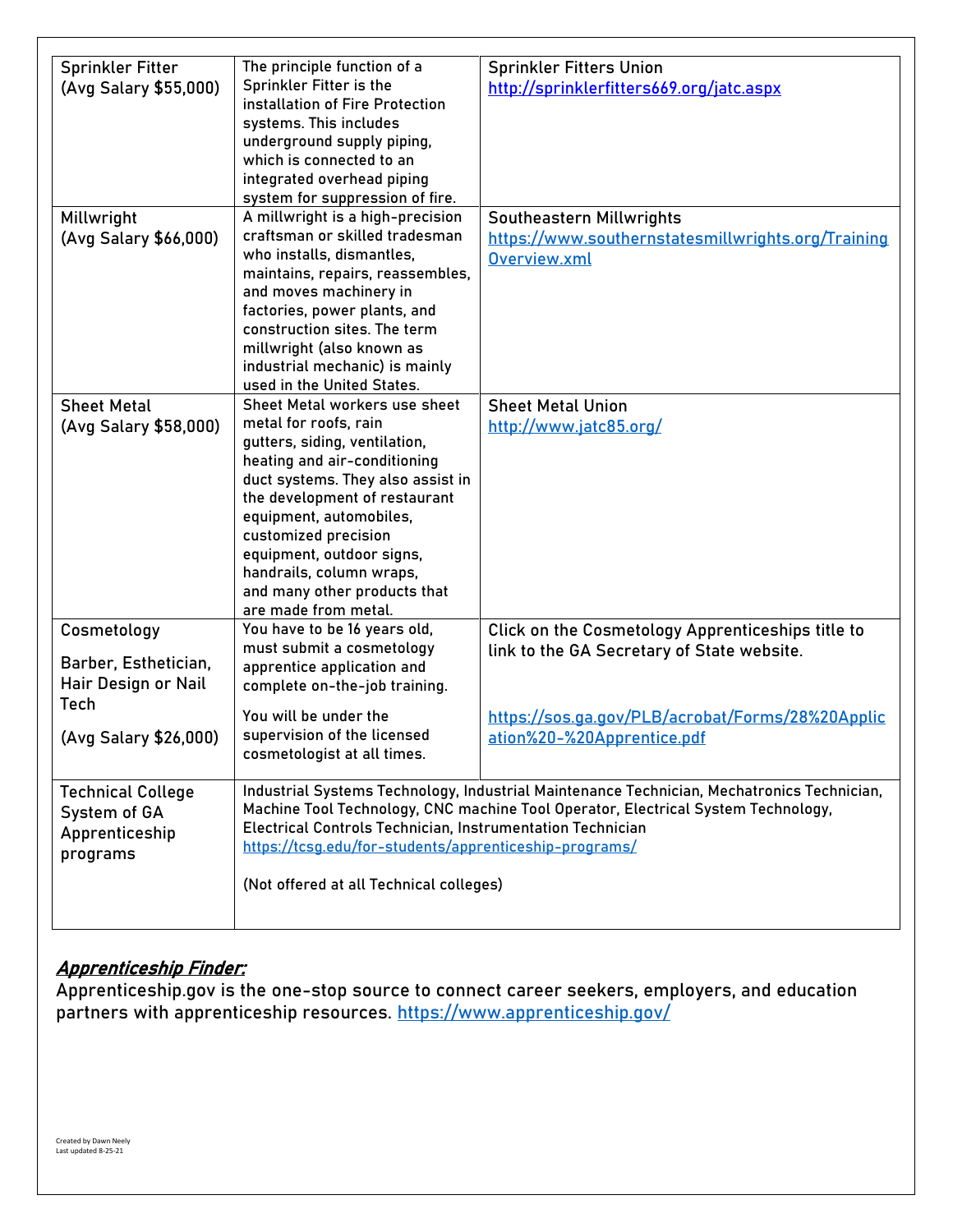| | | |
|---|---|---|
| Sprinkler Fitter (Avg Salary $55,000) | The principle function of a Sprinkler Fitter is the installation of Fire Protection systems. This includes underground supply piping, which is connected to an integrated overhead piping system for suppression of fire. | Sprinkler Fitters Union http://sprinklerfitters669.org/jatc.aspx |
| Millwright (Avg Salary $66,000) | A millwright is a high-precision craftsman or skilled tradesman who installs, dismantles, maintains, repairs, reassembles, and moves machinery in factories, power plants, and construction sites. The term millwright (also known as industrial mechanic) is mainly used in the United States. | Southeastern Millwrights https://www.southernstatesmillwrights.org/TrainingOverview.xml |
| Sheet Metal (Avg Salary $58,000) | Sheet Metal workers use sheet metal for roofs, rain gutters, siding, ventilation, heating and air-conditioning duct systems. They also assist in the development of restaurant equipment, automobiles, customized precision equipment, outdoor signs, handrails, column wraps, and many other products that are made from metal. | Sheet Metal Union http://www.jatc85.org/ |
| Cosmetology<br><br>Barber, Esthetician, Hair Design or Nail Tech<br><br>(Avg Salary $26,000) | You have to be 16 years old, must submit a cosmetology apprentice application and complete on-the-job training.<br><br>You will be under the supervision of the licensed cosmetologist at all times. | Click on the Cosmetology Apprenticeships title to link to the GA Secretary of State website.<br><br>https://sos.ga.gov/PLB/acrobat/Forms/28%20Application%20-%20Apprentice.pdf |
| Technical College System of GA Apprenticeship programs | Industrial Systems Technology, Industrial Maintenance Technician, Mechatronics Technician, Machine Tool Technology, CNC machine Tool Operator, Electrical System Technology, Electrical Controls Technician, Instrumentation Technician https://tcsg.edu/for-students/apprenticeship-programs/<br><br>(Not offered at all Technical colleges) | |

***Apprenticeship Finder:***

Apprenticeship.gov is the one-stop source to connect career seekers, employers, and education partners with apprenticeship resources. https://www.apprenticeship.gov/

Created by Dawn Neely
Last updated 8-25-21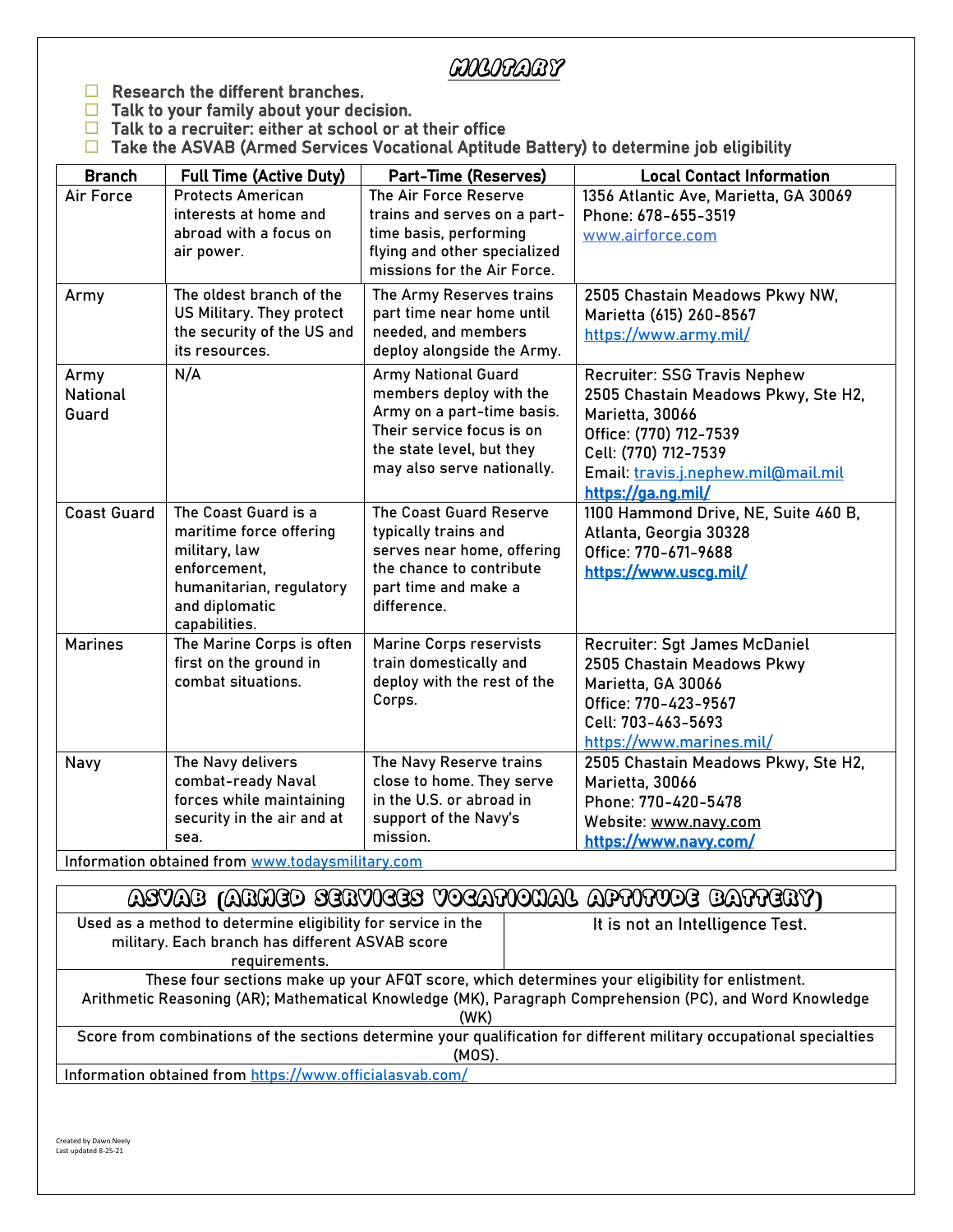# MILITARY

- ☐ **Research the different branches.**
- ☐ **Talk to your family about your decision.**
- ☐ **Talk to a recruiter: either at school or at their office**
- ☐ **Take the ASVAB (Armed Services Vocational Aptitude Battery) to determine job eligibility**

| Branch | Full Time (Active Duty) | Part-Time (Reserves) | Local Contact Information |
|---|---|---|---|
| Air Force | Protects American interests at home and abroad with a focus on air power. | The Air Force Reserve trains and serves on a part-time basis, performing flying and other specialized missions for the Air Force. | 1356 Atlantic Ave, Marietta, GA 30069<br>Phone: 678-655-3519<br>www.airforce.com |
| Army | The oldest branch of the US Military. They protect the security of the US and its resources. | The Army Reserves trains part time near home until needed, and members deploy alongside the Army. | 2505 Chastain Meadows Pkwy NW, Marietta (615) 260-8567<br>https://www.army.mil/ |
| Army National Guard | N/A | Army National Guard members deploy with the Army on a part-time basis. Their service focus is on the state level, but they may also serve nationally. | Recruiter: SSG Travis Nephew<br>2505 Chastain Meadows Pkwy, Ste H2, Marietta, 30066<br>Office: (770) 712-7539<br>Cell: (770) 712-7539<br>Email: travis.j.nephew.mil@mail.mil<br>**https://ga.ng.mil/** |
| Coast Guard | The Coast Guard is a maritime force offering military, law enforcement, humanitarian, regulatory and diplomatic capabilities. | The Coast Guard Reserve typically trains and serves near home, offering the chance to contribute part time and make a difference. | 1100 Hammond Drive, NE, Suite 460 B, Atlanta, Georgia 30328<br>Office: 770-671-9688<br>**https://www.uscg.mil/** |
| Marines | The Marine Corps is often first on the ground in combat situations. | Marine Corps reservists train domestically and deploy with the rest of the Corps. | Recruiter: Sgt James McDaniel<br>2505 Chastain Meadows Pkwy<br>Marietta, GA 30066<br>Office: 770-423-9567<br>Cell: 703-463-5693<br>https://www.marines.mil/ |
| Navy | The Navy delivers combat-ready Naval forces while maintaining security in the air and at sea. | The Navy Reserve trains close to home. They serve in the U.S. or abroad in support of the Navy's mission. | 2505 Chastain Meadows Pkwy, Ste H2, Marietta, 30066<br>Phone: 770-420-5478<br>Website: www.navy.com<br>**https://www.navy.com/** |

Information obtained from www.todaysmilitary.com

## ASVAB (ARMED SERVICES VOCATIONAL APTITUDE BATTERY)

| Used as a method to determine eligibility for service in the military. Each branch has different ASVAB score requirements. | It is not an Intelligence Test. |
|---|---|

These four sections make up your AFQT score, which determines your eligibility for enlistment. Arithmetic Reasoning (AR); Mathematical Knowledge (MK), Paragraph Comprehension (PC), and Word Knowledge (WK)

Score from combinations of the sections determine your qualification for different military occupational specialties (MOS).

Information obtained from https://www.officialasvab.com/

Created by Dawn Neely
Last updated 8-25-21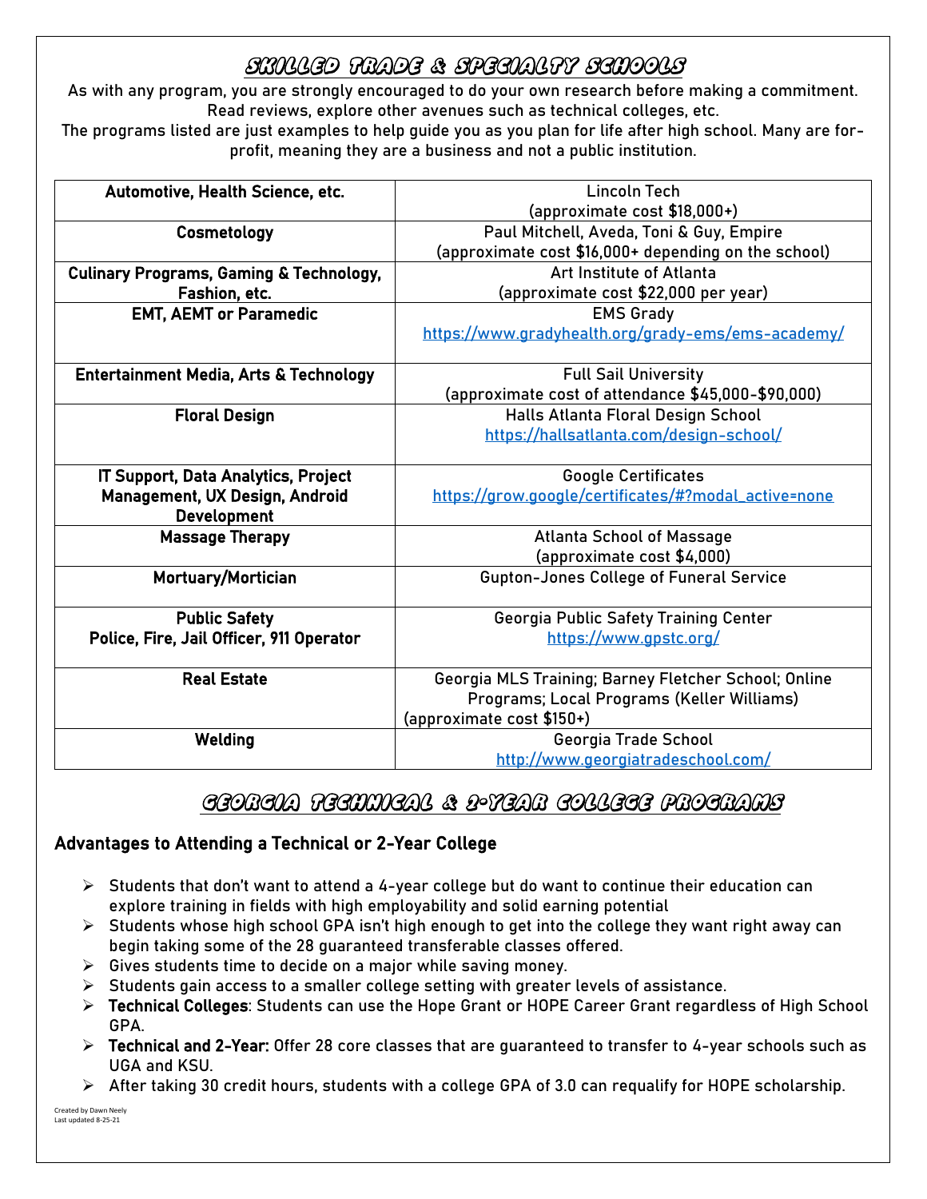# Skilled Trade & Specialty Schools

As with any program, you are strongly encouraged to do your own research before making a commitment. Read reviews, explore other avenues such as technical colleges, etc.

The programs listed are just examples to help guide you as you plan for life after high school. Many are for-profit, meaning they are a business and not a public institution.

| **Automotive, Health Science, etc.** | Lincoln Tech (approximate cost $18,000+) |
|---|---|
| **Cosmetology** | Paul Mitchell, Aveda, Toni & Guy, Empire (approximate cost $16,000+ depending on the school) |
| **Culinary Programs, Gaming & Technology, Fashion, etc.** | Art Institute of Atlanta (approximate cost $22,000 per year) |
| **EMT, AEMT or Paramedic** | EMS Grady https://www.gradyhealth.org/grady-ems/ems-academy/ |
| **Entertainment Media, Arts & Technology** | Full Sail University (approximate cost of attendance $45,000-$90,000) |
| **Floral Design** | Halls Atlanta Floral Design School https://hallsatlanta.com/design-school/ |
| **IT Support, Data Analytics, Project Management, UX Design, Android Development** | Google Certificates https://grow.google/certificates/#?modal_active=none |
| **Massage Therapy** | Atlanta School of Massage (approximate cost $4,000) |
| **Mortuary/Mortician** | Gupton-Jones College of Funeral Service |
| **Public Safety Police, Fire, Jail Officer, 911 Operator** | Georgia Public Safety Training Center https://www.gpstc.org/ |
| **Real Estate** | Georgia MLS Training; Barney Fletcher School; Online Programs; Local Programs (Keller Williams) (approximate cost $150+) |
| **Welding** | Georgia Trade School http://www.georgiatradeschool.com/ |

# Georgia Technical & 2-Year College Programs

## Advantages to Attending a Technical or 2-Year College

- Students that don't want to attend a 4-year college but do want to continue their education can explore training in fields with high employability and solid earning potential
- Students whose high school GPA isn't high enough to get into the college they want right away can begin taking some of the 28 guaranteed transferable classes offered.
- Gives students time to decide on a major while saving money.
- Students gain access to a smaller college setting with greater levels of assistance.
- **Technical Colleges**: Students can use the Hope Grant or HOPE Career Grant regardless of High School GPA.
- **Technical and 2-Year:** Offer 28 core classes that are guaranteed to transfer to 4-year schools such as UGA and KSU.
- After taking 30 credit hours, students with a college GPA of 3.0 can requalify for HOPE scholarship.

Created by Dawn Neely
Last updated 8-25-21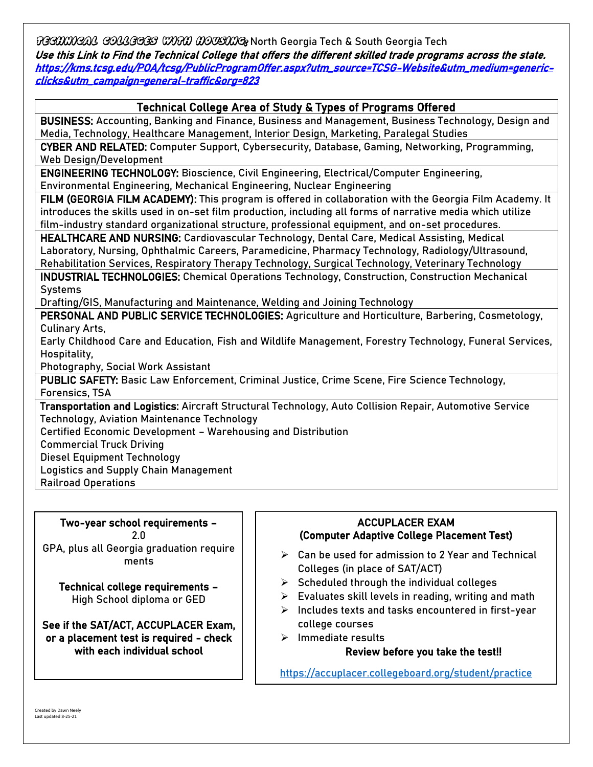**TECHNICAL COLLEGES WITH HOUSING:** North Georgia Tech & South Georgia Tech

***Use this Link to Find the Technical College that offers the different skilled trade programs across the state.***
***https://kms.tcsg.edu/POA/tcsg/PublicProgramOffer.aspx?utm_source=TCSG-Website&utm_medium=generic-clicks&utm_campaign=general-traffic&org=823***

| Technical College Area of Study & Types of Programs Offered |
|---|
| **BUSINESS:** Accounting, Banking and Finance, Business and Management, Business Technology, Design and Media, Technology, Healthcare Management, Interior Design, Marketing, Paralegal Studies |
| **CYBER AND RELATED:** Computer Support, Cybersecurity, Database, Gaming, Networking, Programming, Web Design/Development |
| **ENGINEERING TECHNOLOGY:** Bioscience, Civil Engineering, Electrical/Computer Engineering, Environmental Engineering, Mechanical Engineering, Nuclear Engineering |
| **FILM (GEORGIA FILM ACADEMY):** This program is offered in collaboration with the Georgia Film Academy. It introduces the skills used in on-set film production, including all forms of narrative media which utilize film-industry standard organizational structure, professional equipment, and on-set procedures. |
| **HEALTHCARE AND NURSING:** Cardiovascular Technology, Dental Care, Medical Assisting, Medical Laboratory, Nursing, Ophthalmic Careers, Paramedicine, Pharmacy Technology, Radiology/Ultrasound, Rehabilitation Services, Respiratory Therapy Technology, Surgical Technology, Veterinary Technology |
| **INDUSTRIAL TECHNOLOGIES:** Chemical Operations Technology, Construction, Construction Mechanical Systems<br>Drafting/GIS, Manufacturing and Maintenance, Welding and Joining Technology |
| **PERSONAL AND PUBLIC SERVICE TECHNOLOGIES:** Agriculture and Horticulture, Barbering, Cosmetology, Culinary Arts,<br>Early Childhood Care and Education, Fish and Wildlife Management, Forestry Technology, Funeral Services, Hospitality,<br>Photography, Social Work Assistant |
| **PUBLIC SAFETY:** Basic Law Enforcement, Criminal Justice, Crime Scene, Fire Science Technology, Forensics, TSA |
| **Transportation and Logistics:** Aircraft Structural Technology, Auto Collision Repair, Automotive Service Technology, Aviation Maintenance Technology<br>Certified Economic Development – Warehousing and Distribution<br>Commercial Truck Driving<br>Diesel Equipment Technology<br>Logistics and Supply Chain Management<br>Railroad Operations |

**Two-year school requirements –** 2.0 GPA, plus all Georgia graduation requirements

**Technical college requirements –** High School diploma or GED

**See if the SAT/ACT, ACCUPLACER Exam, or a placement test is required - check with each individual school**

**ACCUPLACER EXAM**
**(Computer Adaptive College Placement Test)**

- Can be used for admission to 2 Year and Technical Colleges (in place of SAT/ACT)
- Scheduled through the individual colleges
- Evaluates skill levels in reading, writing and math
- Includes texts and tasks encountered in first-year college courses
- Immediate results

**Review before you take the test!!**

https://accuplacer.collegeboard.org/student/practice

Created by Dawn Neely
Last updated 8-25-21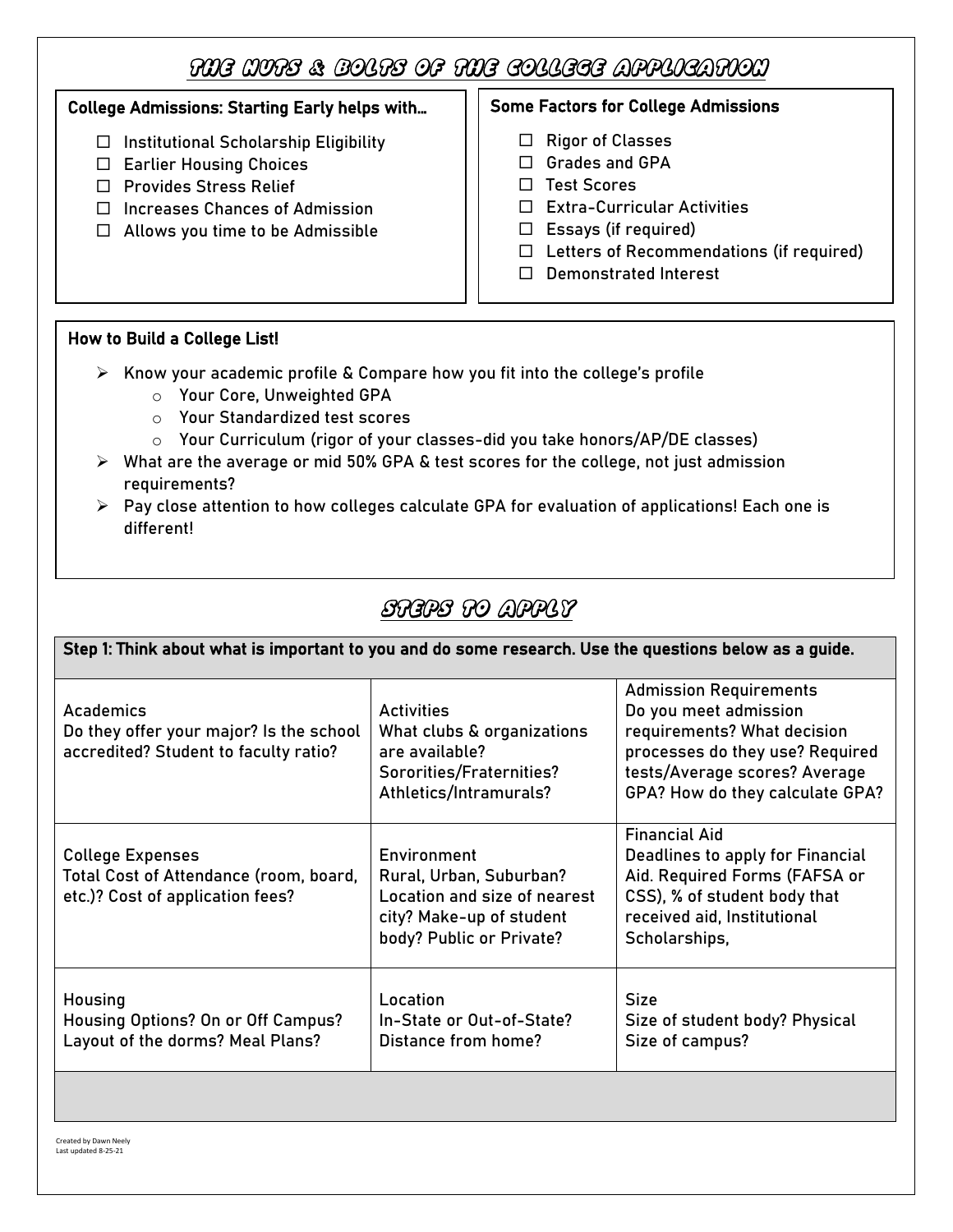# The Nuts & Bolts of the College Application

**College Admissions: Starting Early helps with…**

- ☐ Institutional Scholarship Eligibility
- ☐ Earlier Housing Choices
- ☐ Provides Stress Relief
- ☐ Increases Chances of Admission
- ☐ Allows you time to be Admissible

**Some Factors for College Admissions**

- ☐ Rigor of Classes
- ☐ Grades and GPA
- ☐ Test Scores
- ☐ Extra-Curricular Activities
- ☐ Essays (if required)
- ☐ Letters of Recommendations (if required)
- ☐ Demonstrated Interest

**How to Build a College List!**

- Know your academic profile & Compare how you fit into the college's profile
  - Your Core, Unweighted GPA
  - Your Standardized test scores
  - Your Curriculum (rigor of your classes-did you take honors/AP/DE classes)
- What are the average or mid 50% GPA & test scores for the college, not just admission requirements?
- Pay close attention to how colleges calculate GPA for evaluation of applications! Each one is different!

# Steps to Apply

**Step 1: Think about what is important to you and do some research. Use the questions below as a guide.**

| | | |
|---|---|---|
| Academics<br>Do they offer your major? Is the school accredited? Student to faculty ratio? | Activities<br>What clubs & organizations are available? Sororities/Fraternities? Athletics/Intramurals? | Admission Requirements<br>Do you meet admission requirements? What decision processes do they use? Required tests/Average scores? Average GPA? How do they calculate GPA? |
| College Expenses<br>Total Cost of Attendance (room, board, etc.)? Cost of application fees? | Environment<br>Rural, Urban, Suburban? Location and size of nearest city? Make-up of student body? Public or Private? | Financial Aid<br>Deadlines to apply for Financial Aid. Required Forms (FAFSA or CSS), % of student body that received aid, Institutional Scholarships, |
| Housing<br>Housing Options? On or Off Campus? Layout of the dorms? Meal Plans? | Location<br>In-State or Out-of-State? Distance from home? | Size<br>Size of student body? Physical Size of campus? |

Created by Dawn Neely
Last updated 8-25-21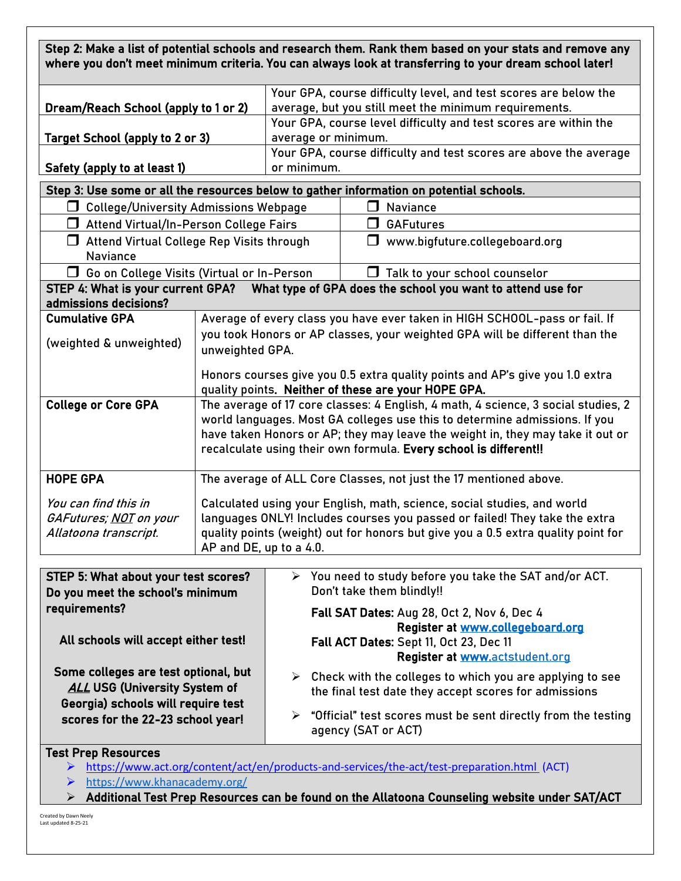**Step 2: Make a list of potential schools and research them. Rank them based on your stats and remove any where you don't meet minimum criteria. You can always look at transferring to your dream school later!**

| | |
|---|---|
| **Dream/Reach School (apply to 1 or 2)** | Your GPA, course difficulty level, and test scores are below the average, but you still meet the minimum requirements. |
| **Target School (apply to 2 or 3)** | Your GPA, course level difficulty and test scores are within the average or minimum. |
| **Safety (apply to at least 1)** | Your GPA, course difficulty and test scores are above the average or minimum. |

**Step 3: Use some or all the resources below to gather information on potential schools.**

| | |
|---|---|
| ☐ College/University Admissions Webpage | ☐ Naviance |
| ☐ Attend Virtual/In-Person College Fairs | ☐ GAFutures |
| ☐ Attend Virtual College Rep Visits through Naviance | ☐ www.bigfuture.collegeboard.org |
| ☐ Go on College Visits (Virtual or In-Person | ☐ Talk to your school counselor |

**STEP 4: What is your current GPA? What type of GPA does the school you want to attend use for admissions decisions?**

| | |
|---|---|
| **Cumulative GPA**<br><br>(weighted & unweighted) | Average of every class you have ever taken in HIGH SCHOOL-pass or fail. If you took Honors or AP classes, your weighted GPA will be different than the unweighted GPA.<br><br>Honors courses give you 0.5 extra quality points and AP's give you 1.0 extra quality points. **Neither of these are your HOPE GPA.** |
| **College or Core GPA** | The average of 17 core classes: 4 English, 4 math, 4 science, 3 social studies, 2 world languages. Most GA colleges use this to determine admissions. If you have taken Honors or AP; they may leave the weight in, they may take it out or recalculate using their own formula. **Every school is different!!** |
| **HOPE GPA**<br><br>*You can find this in GAFutures; NOT on your Allatoona transcript.* | The average of ALL Core Classes, not just the 17 mentioned above.<br><br>Calculated using your English, math, science, social studies, and world languages ONLY! Includes courses you passed or failed! They take the extra quality points (weight) out for honors but give you a 0.5 extra quality point for AP and DE, up to a 4.0. |

| | |
|---|---|
| **STEP 5: What about your test scores? Do you meet the school's minimum requirements?**<br><br>**All schools will accept either test!**<br><br>**Some colleges are test optional, but *ALL* USG (University System of Georgia) schools will require test scores for the 22-23 school year!** | ➢ You need to study before you take the SAT and/or ACT. Don't take them blindly!!<br><br>**Fall SAT Dates:** Aug 28, Oct 2, Nov 6, Dec 4<br>**Register at** www.collegeboard.org<br>**Fall ACT Dates:** Sept 11, Oct 23, Dec 11<br>**Register at** www.actstudent.org<br><br>➢ Check with the colleges to which you are applying to see the final test date they accept scores for admissions<br><br>➢ "Official" test scores must be sent directly from the testing agency (SAT or ACT) |

**Test Prep Resources**

- https://www.act.org/content/act/en/products-and-services/the-act/test-preparation.html (ACT)
- https://www.khanacademy.org/
- **Additional Test Prep Resources can be found on the Allatoona Counseling website under SAT/ACT**

Created by Dawn Neely
Last updated 8-25-21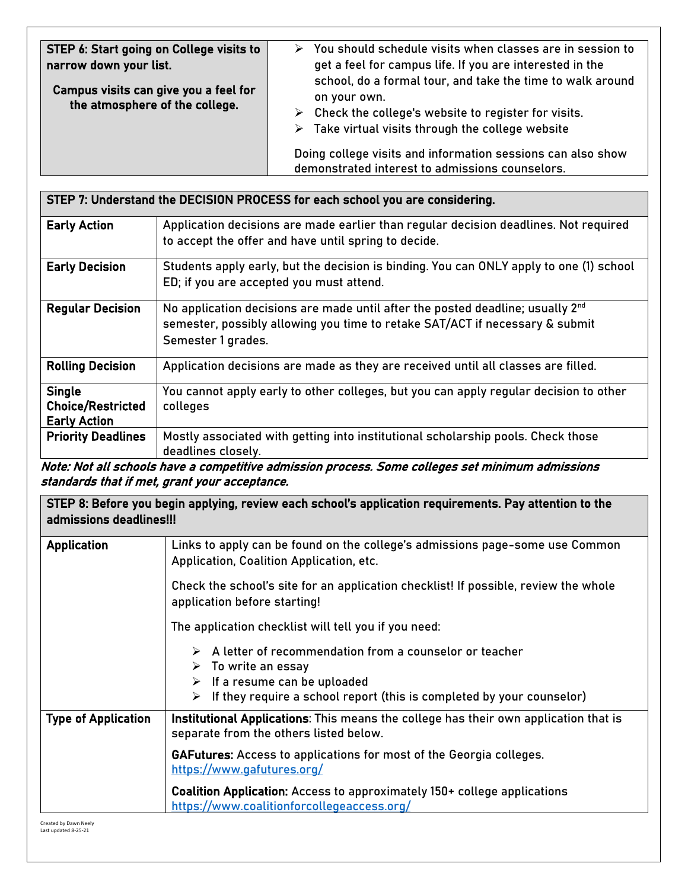| STEP 6: Start going on College visits to narrow down your list.<br><br>Campus visits can give you a feel for the atmosphere of the college. | ➢ You should schedule visits when classes are in session to get a feel for campus life. If you are interested in the school, do a formal tour, and take the time to walk around on your own.<br>➢ Check the college's website to register for visits.<br>➢ Take virtual visits through the college website<br><br>Doing college visits and information sessions can also show demonstrated interest to admissions counselors. |
|---|---|

| STEP 7: Understand the DECISION PROCESS for each school you are considering. | |
|---|---|
| **Early Action** | Application decisions are made earlier than regular decision deadlines. Not required to accept the offer and have until spring to decide. |
| **Early Decision** | Students apply early, but the decision is binding. You can ONLY apply to one (1) school ED; if you are accepted you must attend. |
| **Regular Decision** | No application decisions are made until after the posted deadline; usually 2nd semester, possibly allowing you time to retake SAT/ACT if necessary & submit Semester 1 grades. |
| **Rolling Decision** | Application decisions are made as they are received until all classes are filled. |
| **Single Choice/Restricted Early Action** | You cannot apply early to other colleges, but you can apply regular decision to other colleges |
| **Priority Deadlines** | Mostly associated with getting into institutional scholarship pools. Check those deadlines closely. |

***Note: Not all schools have a competitive admission process. Some colleges set minimum admissions standards that if met, grant your acceptance.***

| STEP 8: Before you begin applying, review each school's application requirements. Pay attention to the admissions deadlines!!! | |
|---|---|
| **Application** | Links to apply can be found on the college's admissions page-some use Common Application, Coalition Application, etc.<br><br>Check the school's site for an application checklist! If possible, review the whole application before starting!<br><br>The application checklist will tell you if you need:<br>➢ A letter of recommendation from a counselor or teacher<br>➢ To write an essay<br>➢ If a resume can be uploaded<br>➢ If they require a school report (this is completed by your counselor) |
| **Type of Application** | **Institutional Applications**: This means the college has their own application that is separate from the others listed below.<br><br>**GAFutures:** Access to applications for most of the Georgia colleges. https://www.gafutures.org/<br><br>**Coalition Application:** Access to approximately 150+ college applications https://www.coalitionforcollegeaccess.org/ |

Created by Dawn Neely
Last updated 8-25-21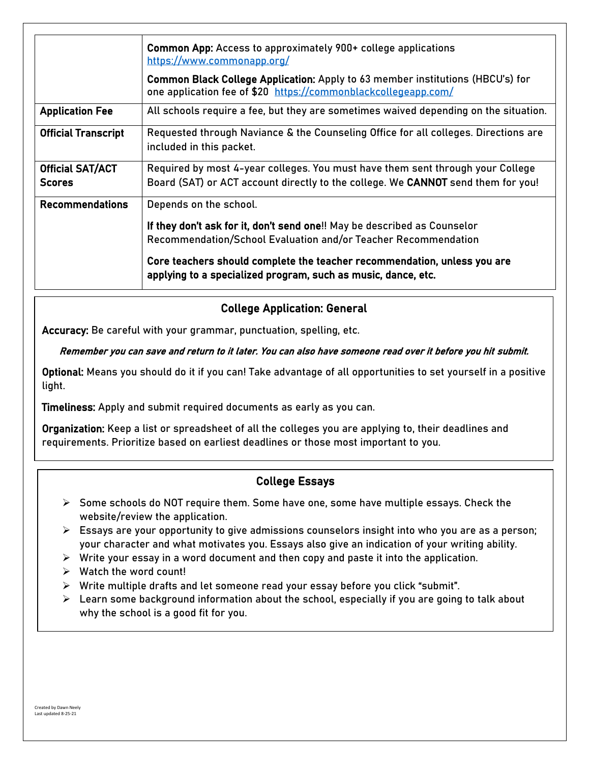| | |
|---|---|
| | **Common App:** Access to approximately 900+ college applications https://www.commonapp.org/ <br><br> **Common Black College Application:** Apply to 63 member institutions (HBCU's) for one application fee of $20 https://commonblackcollegeapp.com/ |
| **Application Fee** | All schools require a fee, but they are sometimes waived depending on the situation. |
| **Official Transcript** | Requested through Naviance & the Counseling Office for all colleges. Directions are included in this packet. |
| **Official SAT/ACT Scores** | Required by most 4-year colleges. You must have them sent through your College Board (SAT) or ACT account directly to the college. We **CANNOT** send them for you! |
| **Recommendations** | Depends on the school. <br><br> **If they don't ask for it, don't send one**!! May be described as Counselor Recommendation/School Evaluation and/or Teacher Recommendation <br><br> **Core teachers should complete the teacher recommendation, unless you are applying to a specialized program, such as music, dance, etc.** |

## College Application: General

**Accuracy:** Be careful with your grammar, punctuation, spelling, etc.

***Remember you can save and return to it later. You can also have someone read over it before you hit submit.***

**Optional:** Means you should do it if you can! Take advantage of all opportunities to set yourself in a positive light.

**Timeliness:** Apply and submit required documents as early as you can.

**Organization:** Keep a list or spreadsheet of all the colleges you are applying to, their deadlines and requirements. Prioritize based on earliest deadlines or those most important to you.

## College Essays

- Some schools do NOT require them. Some have one, some have multiple essays. Check the website/review the application.
- Essays are your opportunity to give admissions counselors insight into who you are as a person; your character and what motivates you. Essays also give an indication of your writing ability.
- Write your essay in a word document and then copy and paste it into the application.
- Watch the word count!
- Write multiple drafts and let someone read your essay before you click "submit".
- Learn some background information about the school, especially if you are going to talk about why the school is a good fit for you.

Created by Dawn Neely
Last updated 8-25-21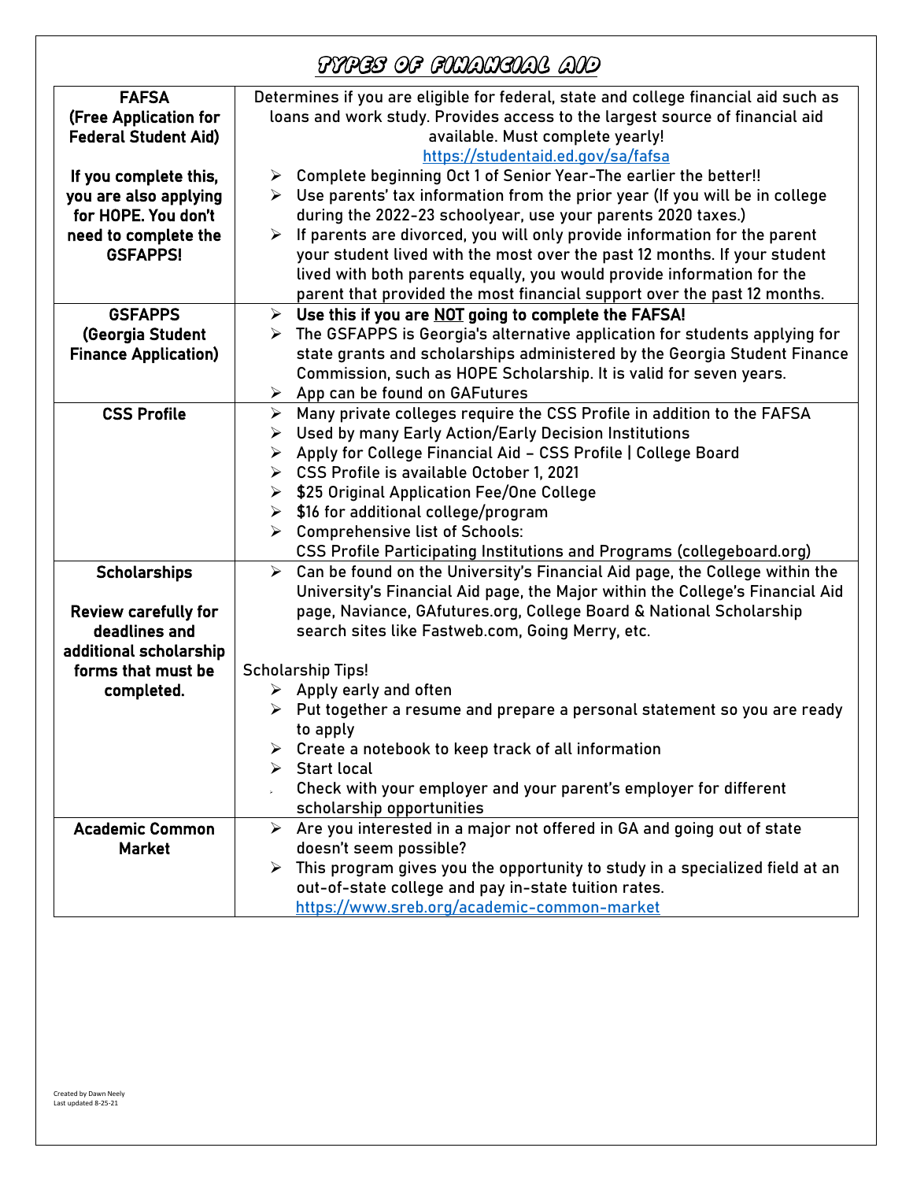# Types of Financial Aid

| | |
|---|---|
| **FAFSA (Free Application for Federal Student Aid)**<br><br>**If you complete this, you are also applying for HOPE. You don't need to complete the GSFAPPS!** | Determines if you are eligible for federal, state and college financial aid such as loans and work study. Provides access to the largest source of financial aid available. Must complete yearly! https://studentaid.ed.gov/sa/fafsa<br>➢ Complete beginning Oct 1 of Senior Year-The earlier the better!!<br>➢ Use parents' tax information from the prior year (If you will be in college during the 2022-23 schoolyear, use your parents 2020 taxes.)<br>➢ If parents are divorced, you will only provide information for the parent your student lived with the most over the past 12 months. If your student lived with both parents equally, you would provide information for the parent that provided the most financial support over the past 12 months. |
| **GSFAPPS (Georgia Student Finance Application)** | ➢ **Use this if you are <u>NOT</u> going to complete the FAFSA!**<br>➢ The GSFAPPS is Georgia's alternative application for students applying for state grants and scholarships administered by the Georgia Student Finance Commission, such as HOPE Scholarship. It is valid for seven years.<br>➢ App can be found on GAFutures |
| **CSS Profile** | ➢ Many private colleges require the CSS Profile in addition to the FAFSA<br>➢ Used by many Early Action/Early Decision Institutions<br>➢ Apply for College Financial Aid – CSS Profile \| College Board<br>➢ CSS Profile is available October 1, 2021<br>➢ $25 Original Application Fee/One College<br>➢ $16 for additional college/program<br>➢ Comprehensive list of Schools: CSS Profile Participating Institutions and Programs (collegeboard.org) |
| **Scholarships**<br><br>**Review carefully for deadlines and additional scholarship forms that must be completed.** | ➢ Can be found on the University's Financial Aid page, the College within the University's Financial Aid page, the Major within the College's Financial Aid page, Naviance, GAfutures.org, College Board & National Scholarship search sites like Fastweb.com, Going Merry, etc.<br><br>Scholarship Tips!<br>➢ Apply early and often<br>➢ Put together a resume and prepare a personal statement so you are ready to apply<br>➢ Create a notebook to keep track of all information<br>➢ Start local<br>➢ Check with your employer and your parent's employer for different scholarship opportunities |
| **Academic Common Market** | ➢ Are you interested in a major not offered in GA and going out of state doesn't seem possible?<br>➢ This program gives you the opportunity to study in a specialized field at an out-of-state college and pay in-state tuition rates. https://www.sreb.org/academic-common-market |

Created by Dawn Neely
Last updated 8-25-21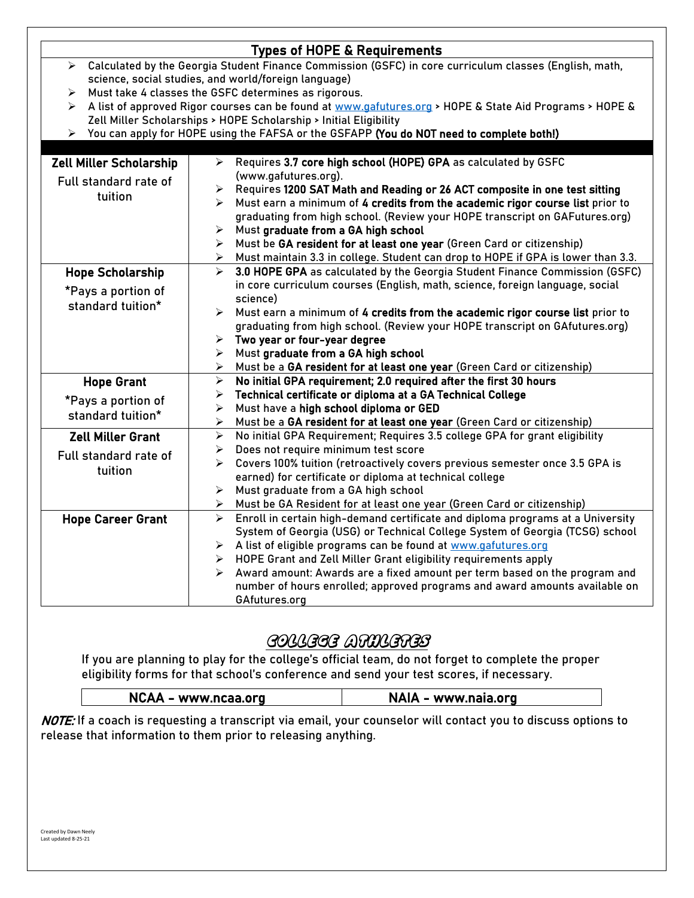## Types of HOPE & Requirements

- Calculated by the Georgia Student Finance Commission (GSFC) in core curriculum classes (English, math, science, social studies, and world/foreign language)
- Must take 4 classes the GSFC determines as rigorous.
- A list of approved Rigor courses can be found at www.gafutures.org > HOPE & State Aid Programs > HOPE & Zell Miller Scholarships > HOPE Scholarship > Initial Eligibility
- You can apply for HOPE using the FAFSA or the GSFAPP **(You do NOT need to complete both!)**

| Type | Requirements |
|---|---|
| **Zell Miller Scholarship**<br>Full standard rate of tuition | ➢ Requires **3.7 core high school (HOPE) GPA** as calculated by GSFC (www.gafutures.org).<br>➢ Requires **1200 SAT Math and Reading or 26 ACT composite in one test sitting**<br>➢ Must earn a minimum of **4 credits from the academic rigor course list** prior to graduating from high school. (Review your HOPE transcript on GAFutures.org)<br>➢ Must **graduate from a GA high school**<br>➢ Must be **GA resident for at least one year** (Green Card or citizenship)<br>➢ Must maintain 3.3 in college. Student can drop to HOPE if GPA is lower than 3.3. |
| **Hope Scholarship**<br>*Pays a portion of standard tuition* | ➢ **3.0 HOPE GPA** as calculated by the Georgia Student Finance Commission (GSFC) in core curriculum courses (English, math, science, foreign language, social science)<br>➢ Must earn a minimum of **4 credits from the academic rigor course list** prior to graduating from high school. (Review your HOPE transcript on GAfutures.org)<br>➢ **Two year or four-year degree**<br>➢ Must **graduate from a GA high school**<br>➢ Must be a **GA resident for at least one year** (Green Card or citizenship) |
| **Hope Grant**<br>*Pays a portion of standard tuition* | ➢ **No initial GPA requirement; 2.0 required after the first 30 hours**<br>➢ **Technical certificate or diploma at a GA Technical College**<br>➢ Must have a **high school diploma or GED**<br>➢ Must be a **GA resident for at least one year** (Green Card or citizenship) |
| **Zell Miller Grant**<br>Full standard rate of tuition | ➢ No initial GPA Requirement; Requires 3.5 college GPA for grant eligibility<br>➢ Does not require minimum test score<br>➢ Covers 100% tuition (retroactively covers previous semester once 3.5 GPA is earned) for certificate or diploma at technical college<br>➢ Must graduate from a GA high school<br>➢ Must be GA Resident for at least one year (Green Card or citizenship) |
| **Hope Career Grant** | ➢ Enroll in certain high-demand certificate and diploma programs at a University System of Georgia (USG) or Technical College System of Georgia (TCSG) school<br>➢ A list of eligible programs can be found at www.gafutures.org<br>➢ HOPE Grant and Zell Miller Grant eligibility requirements apply<br>➢ Award amount: Awards are a fixed amount per term based on the program and number of hours enrolled; approved programs and award amounts available on GAfutures.org |

## College Athletes

If you are planning to play for the college's official team, do not forget to complete the proper eligibility forms for that school's conference and send your test scores, if necessary.

| NCAA - www.ncaa.org | NAIA - www.naia.org |
|---|---|

***NOTE:*** If a coach is requesting a transcript via email, your counselor will contact you to discuss options to release that information to them prior to releasing anything.

Created by Dawn Neely
Last updated 8-25-21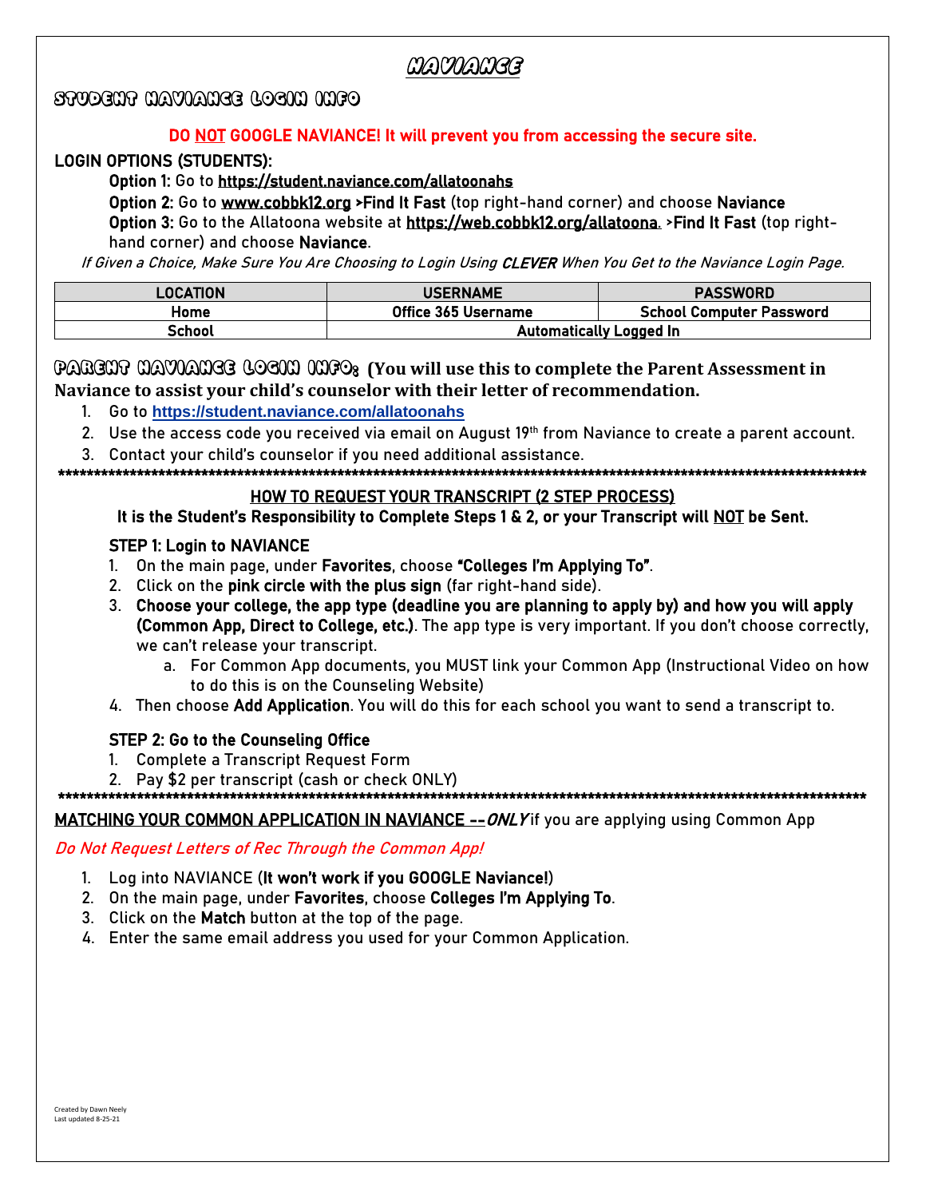# NAVIANCE

## STUDENT NAVIANCE LOGIN INFO

**DO NOT GOOGLE NAVIANCE! It will prevent you from accessing the secure site.**

**LOGIN OPTIONS (STUDENTS):**

**Option 1:** Go to https://student.naviance.com/allatoonahs

**Option 2:** Go to www.cobbk12.org **>Find It Fast** (top right-hand corner) and choose **Naviance**

**Option 3:** Go to the Allatoona website at https://web.cobbk12.org/allatoona. >**Find It Fast** (top right-hand corner) and choose **Naviance**.

*If Given a Choice, Make Sure You Are Choosing to Login Using **CLEVER** When You Get to the Naviance Login Page.*

| LOCATION | USERNAME | PASSWORD |
|---|---|---|
| Home | Office 365 Username | School Computer Password |
| School | Automatically Logged In | |

## PARENT NAVIANCE LOGIN INFO: **(You will use this to complete the Parent Assessment in Naviance to assist your child's counselor with their letter of recommendation.**

1. Go to **https://student.naviance.com/allatoonahs**
2. Use the access code you received via email on August 19th from Naviance to create a parent account.
3. Contact your child's counselor if you need additional assistance.

***************************************************************************************************************

**HOW TO REQUEST YOUR TRANSCRIPT (2 STEP PROCESS)**

**It is the Student's Responsibility to Complete Steps 1 & 2, or your Transcript will NOT be Sent.**

**STEP 1: Login to NAVIANCE**

1. On the main page, under **Favorites**, choose **"Colleges I'm Applying To"**.
2. Click on the **pink circle with the plus sign** (far right-hand side).
3. **Choose your college, the app type (deadline you are planning to apply by) and how you will apply (Common App, Direct to College, etc.)**. The app type is very important. If you don't choose correctly, we can't release your transcript.
   a. For Common App documents, you MUST link your Common App (Instructional Video on how to do this is on the Counseling Website)
4. Then choose **Add Application**. You will do this for each school you want to send a transcript to.

**STEP 2: Go to the Counseling Office**

1. Complete a Transcript Request Form
2. Pay $2 per transcript (cash or check ONLY)

***************************************************************************************************************

**MATCHING YOUR COMMON APPLICATION IN NAVIANCE --*ONLY*** if you are applying using Common App

*Do Not Request Letters of Rec Through the Common App!*

1. Log into NAVIANCE (**It won't work if you GOOGLE Naviance!**)
2. On the main page, under **Favorites**, choose **Colleges I'm Applying To**.
3. Click on the **Match** button at the top of the page.
4. Enter the same email address you used for your Common Application.

Created by Dawn Neely
Last updated 8-25-21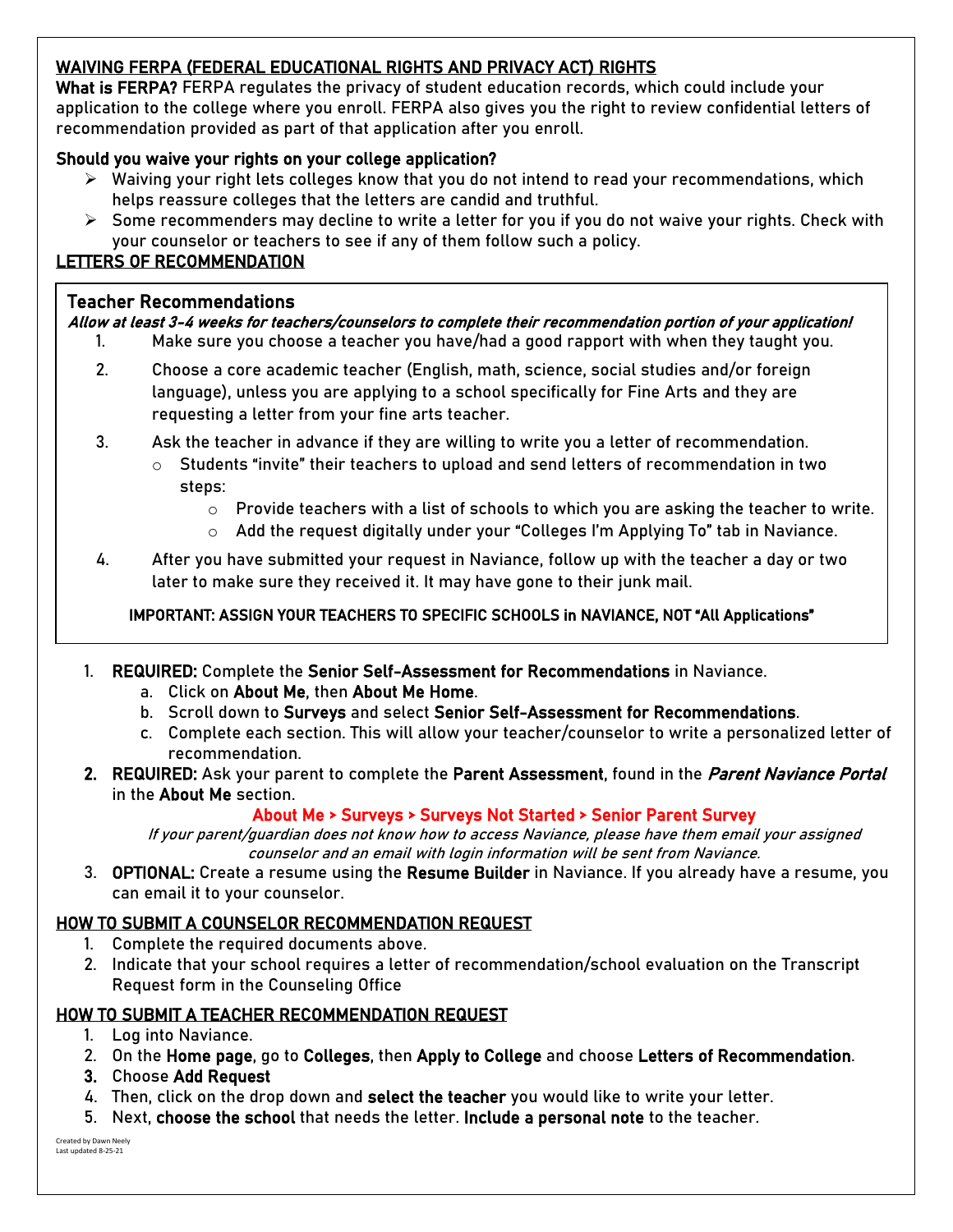## WAIVING FERPA (FEDERAL EDUCATIONAL RIGHTS AND PRIVACY ACT) RIGHTS

**What is FERPA?** FERPA regulates the privacy of student education records, which could include your application to the college where you enroll. FERPA also gives you the right to review confidential letters of recommendation provided as part of that application after you enroll.

**Should you waive your rights on your college application?**

- Waiving your right lets colleges know that you do not intend to read your recommendations, which helps reassure colleges that the letters are candid and truthful.
- Some recommenders may decline to write a letter for you if you do not waive your rights. Check with your counselor or teachers to see if any of them follow such a policy.

## LETTERS OF RECOMMENDATION

### Teacher Recommendations

***Allow at least 3-4 weeks for teachers/counselors to complete their recommendation portion of your application!***

1. Make sure you choose a teacher you have/had a good rapport with when they taught you.
2. Choose a core academic teacher (English, math, science, social studies and/or foreign language), unless you are applying to a school specifically for Fine Arts and they are requesting a letter from your fine arts teacher.
3. Ask the teacher in advance if they are willing to write you a letter of recommendation.
   - Students "invite" their teachers to upload and send letters of recommendation in two steps:
     - Provide teachers with a list of schools to which you are asking the teacher to write.
     - Add the request digitally under your "Colleges I'm Applying To" tab in Naviance.
4. After you have submitted your request in Naviance, follow up with the teacher a day or two later to make sure they received it. It may have gone to their junk mail.

**IMPORTANT: ASSIGN YOUR TEACHERS TO SPECIFIC SCHOOLS in NAVIANCE, NOT "All Applications"**

1. **REQUIRED:** Complete the **Senior Self-Assessment for Recommendations** in Naviance.
   a. Click on **About Me**, then **About Me Home**.
   b. Scroll down to **Surveys** and select **Senior Self-Assessment for Recommendations**.
   c. Complete each section. This will allow your teacher/counselor to write a personalized letter of recommendation.
2. **REQUIRED:** Ask your parent to complete the **Parent Assessment**, found in the ***Parent Naviance Portal*** in the **About Me** section.

   **About Me > Surveys > Surveys Not Started > Senior Parent Survey**

   *If your parent/guardian does not know how to access Naviance, please have them email your assigned counselor and an email with login information will be sent from Naviance.*
3. **OPTIONAL:** Create a resume using the **Resume Builder** in Naviance. If you already have a resume, you can email it to your counselor.

## HOW TO SUBMIT A COUNSELOR RECOMMENDATION REQUEST

1. Complete the required documents above.
2. Indicate that your school requires a letter of recommendation/school evaluation on the Transcript Request form in the Counseling Office

## HOW TO SUBMIT A TEACHER RECOMMENDATION REQUEST

1. Log into Naviance.
2. On the **Home page**, go to **Colleges**, then **Apply to College** and choose **Letters of Recommendation**.
3. Choose **Add Request**
4. Then, click on the drop down and **select the teacher** you would like to write your letter.
5. Next, **choose the school** that needs the letter. **Include a personal note** to the teacher.

Created by Dawn Neely
Last updated 8-25-21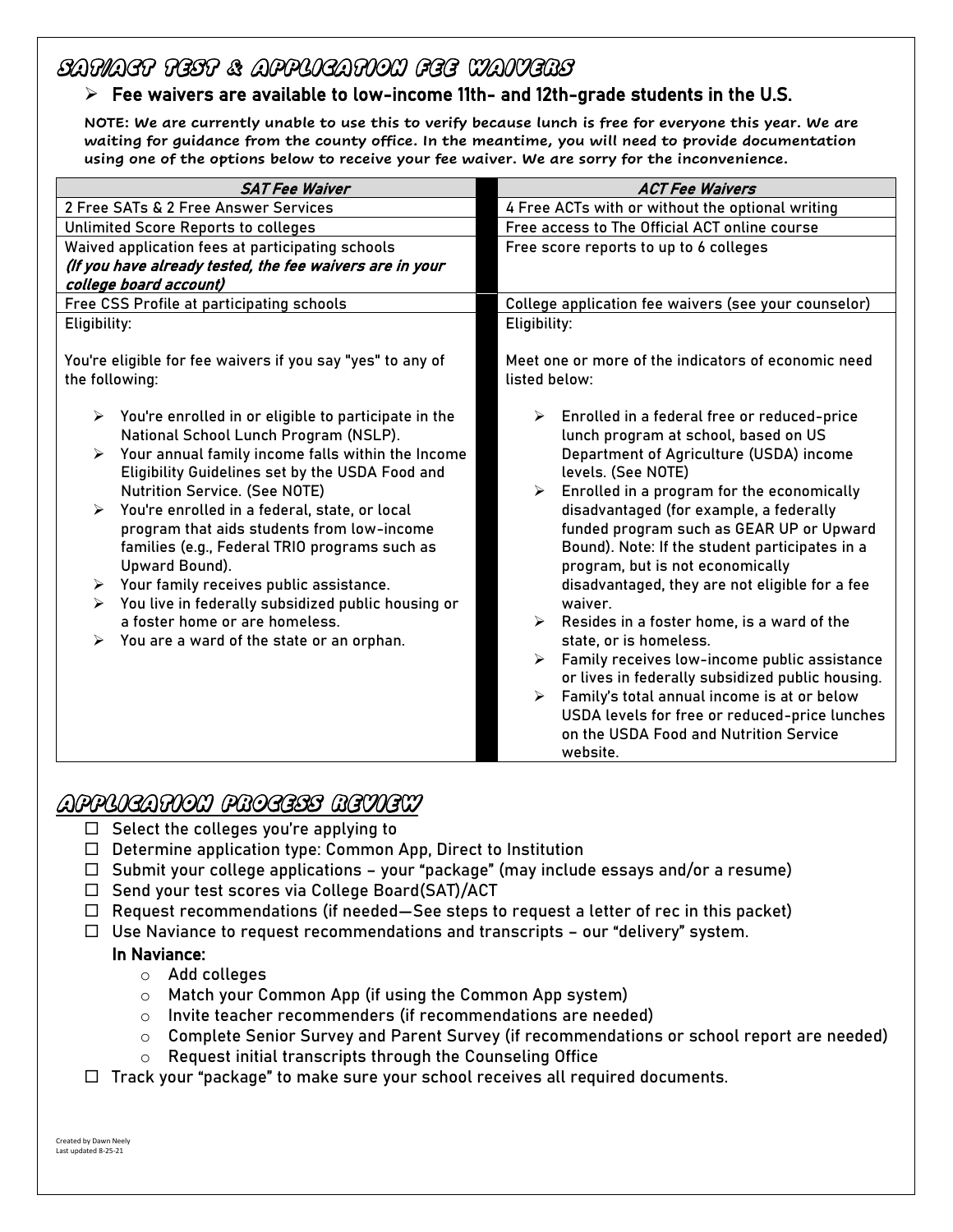# SAT/ACT Test & Application Fee Waivers

- **Fee waivers are available to low-income 11th- and 12th-grade students in the U.S.**

**NOTE: We are currently unable to use this to verify because lunch is free for everyone this year. We are waiting for guidance from the county office. In the meantime, you will need to provide documentation using one of the options below to receive your fee waiver. We are sorry for the inconvenience.**

| *SAT Fee Waiver* | *ACT Fee Waivers* |
|---|---|
| 2 Free SATs & 2 Free Answer Services | 4 Free ACTs with or without the optional writing |
| Unlimited Score Reports to colleges | Free access to The Official ACT online course |
| Waived application fees at participating schools *(If you have already tested, the fee waivers are in your college board account)* | Free score reports to up to 6 colleges |
| Free CSS Profile at participating schools | College application fee waivers (see your counselor) |
| Eligibility:<br><br>You're eligible for fee waivers if you say "yes" to any of the following:<br><br>➢ You're enrolled in or eligible to participate in the National School Lunch Program (NSLP).<br>➢ Your annual family income falls within the Income Eligibility Guidelines set by the USDA Food and Nutrition Service. (See NOTE)<br>➢ You're enrolled in a federal, state, or local program that aids students from low-income families (e.g., Federal TRIO programs such as Upward Bound).<br>➢ Your family receives public assistance.<br>➢ You live in federally subsidized public housing or a foster home or are homeless.<br>➢ You are a ward of the state or an orphan. | Eligibility:<br><br>Meet one or more of the indicators of economic need listed below:<br><br>➢ Enrolled in a federal free or reduced-price lunch program at school, based on US Department of Agriculture (USDA) income levels. (See NOTE)<br>➢ Enrolled in a program for the economically disadvantaged (for example, a federally funded program such as GEAR UP or Upward Bound). Note: If the student participates in a program, but is not economically disadvantaged, they are not eligible for a fee waiver.<br>➢ Resides in a foster home, is a ward of the state, or is homeless.<br>➢ Family receives low-income public assistance or lives in federally subsidized public housing.<br>➢ Family's total annual income is at or below USDA levels for free or reduced-price lunches on the USDA Food and Nutrition Service website. |

# Application Process Review

- ☐ Select the colleges you're applying to
- ☐ Determine application type: Common App, Direct to Institution
- ☐ Submit your college applications – your "package" (may include essays and/or a resume)
- ☐ Send your test scores via College Board(SAT)/ACT
- ☐ Request recommendations (if needed—See steps to request a letter of rec in this packet)
- ☐ Use Naviance to request recommendations and transcripts – our "delivery" system.

  **In Naviance:**
  - Add colleges
  - Match your Common App (if using the Common App system)
  - Invite teacher recommenders (if recommendations are needed)
  - Complete Senior Survey and Parent Survey (if recommendations or school report are needed)
  - Request initial transcripts through the Counseling Office
- ☐ Track your "package" to make sure your school receives all required documents.

Created by Dawn Neely
Last updated 8-25-21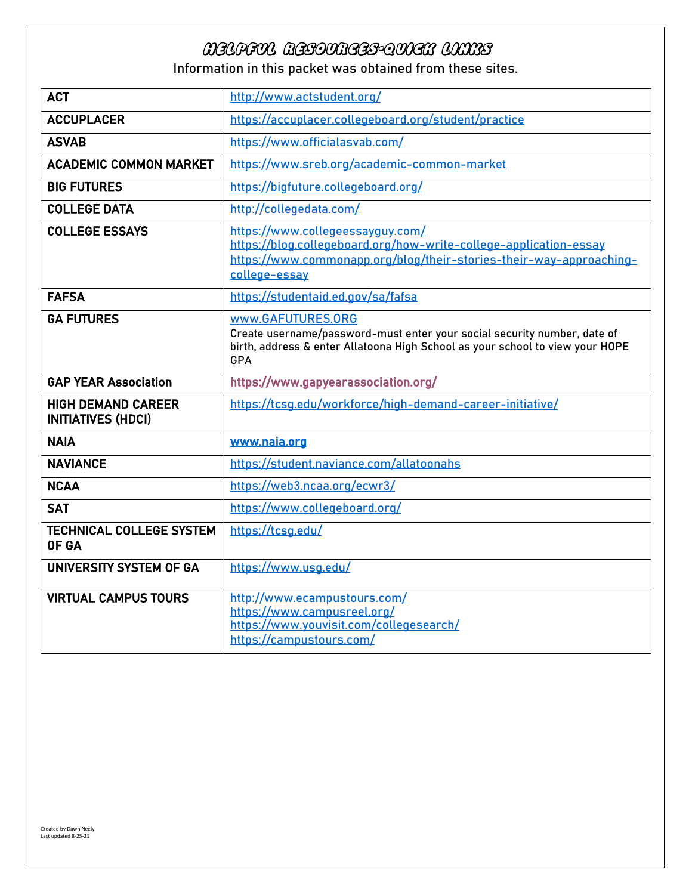# HELPFUL RESOURCES-QUICK LINKS

Information in this packet was obtained from these sites.

| | |
|---|---|
| **ACT** | http://www.actstudent.org/ |
| **ACCUPLACER** | https://accuplacer.collegeboard.org/student/practice |
| **ASVAB** | https://www.officialasvab.com/ |
| **ACADEMIC COMMON MARKET** | https://www.sreb.org/academic-common-market |
| **BIG FUTURES** | https://bigfuture.collegeboard.org/ |
| **COLLEGE DATA** | http://collegedata.com/ |
| **COLLEGE ESSAYS** | https://www.collegeessayguy.com/<br>https://blog.collegeboard.org/how-write-college-application-essay<br>https://www.commonapp.org/blog/their-stories-their-way-approaching-college-essay |
| **FAFSA** | https://studentaid.ed.gov/sa/fafsa |
| **GA FUTURES** | www.GAFUTURES.ORG<br>Create username/password-must enter your social security number, date of birth, address & enter Allatoona High School as your school to view your HOPE GPA |
| **GAP YEAR Association** | https://www.gapyearassociation.org/ |
| **HIGH DEMAND CAREER INITIATIVES (HDCI)** | https://tcsg.edu/workforce/high-demand-career-initiative/ |
| **NAIA** | www.naia.org |
| **NAVIANCE** | https://student.naviance.com/allatoonahs |
| **NCAA** | https://web3.ncaa.org/ecwr3/ |
| **SAT** | https://www.collegeboard.org/ |
| **TECHNICAL COLLEGE SYSTEM OF GA** | https://tcsg.edu/ |
| **UNIVERSITY SYSTEM OF GA** | https://www.usg.edu/ |
| **VIRTUAL CAMPUS TOURS** | http://www.ecampustours.com/<br>https://www.campusreel.org/<br>https://www.youvisit.com/collegesearch/<br>https://campustours.com/ |

Created by Dawn Neely
Last updated 8-25-21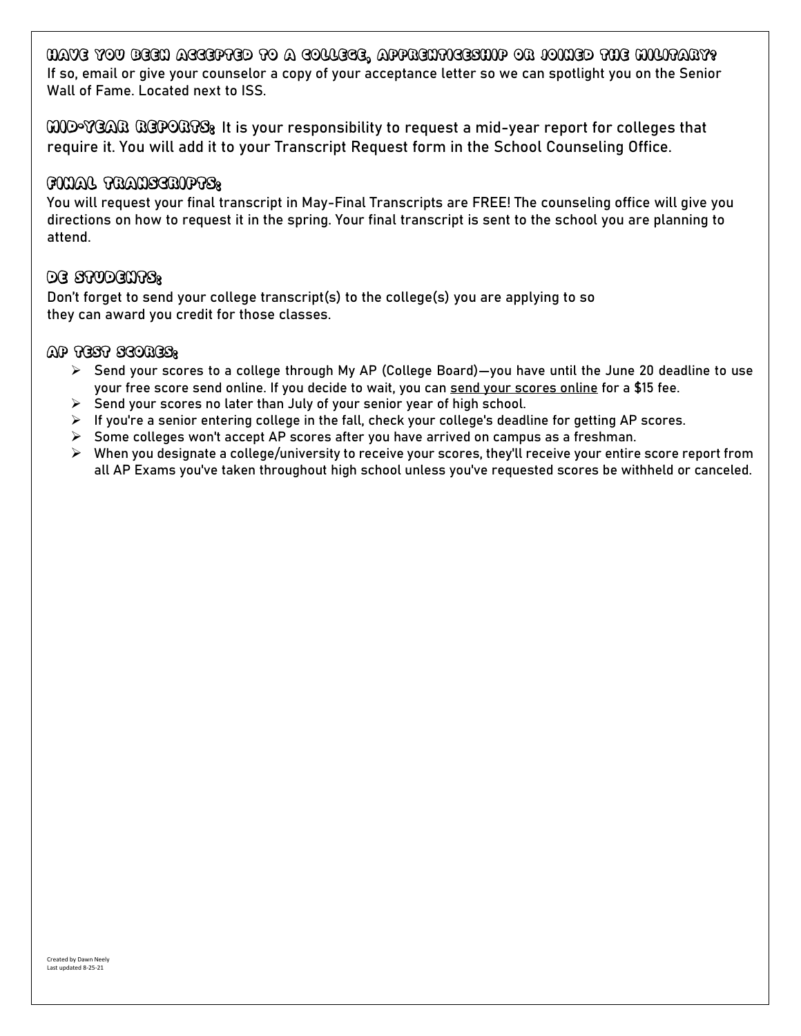## Have you been accepted to a college, apprenticeship or joined the military?

If so, email or give your counselor a copy of your acceptance letter so we can spotlight you on the Senior Wall of Fame. Located next to ISS.

**Mid-Year Reports:** It is your responsibility to request a mid-year report for colleges that require it. You will add it to your Transcript Request form in the School Counseling Office.

## Final Transcripts:

You will request your final transcript in May-Final Transcripts are FREE! The counseling office will give you directions on how to request it in the spring. Your final transcript is sent to the school you are planning to attend.

## DE Students:

Don't forget to send your college transcript(s) to the college(s) you are applying to so they can award you credit for those classes.

## AP Test Scores:

- Send your scores to a college through My AP (College Board)—you have until the June 20 deadline to use your free score send online. If you decide to wait, you can send your scores online for a $15 fee.
- Send your scores no later than July of your senior year of high school.
- If you're a senior entering college in the fall, check your college's deadline for getting AP scores.
- Some colleges won't accept AP scores after you have arrived on campus as a freshman.
- When you designate a college/university to receive your scores, they'll receive your entire score report from all AP Exams you've taken throughout high school unless you've requested scores be withheld or canceled.

Created by Dawn Neely
Last updated 8-25-21